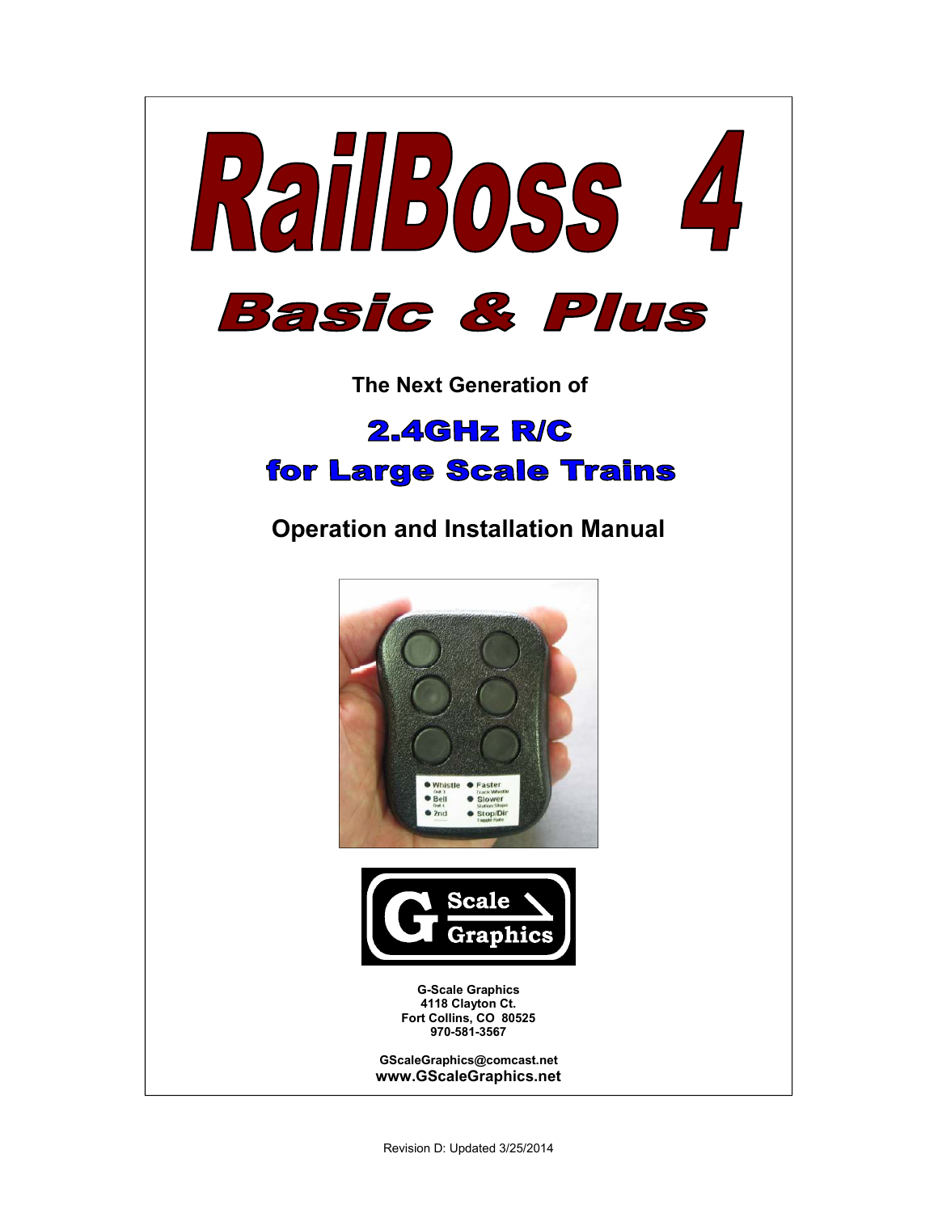# RailBoss 4

## Basic & Plus

**The Next Generation of**

## 2.4GHz R/C for Large Scale Trains

### Operation and Installation Manual

**G-Scale Graphics**
**4118 Clayton Ct.**
**Fort Collins, CO 80525**
**970-581-3567**

**GScaleGraphics@comcast.net**
**www.GScaleGraphics.net**

Revision D: Updated 3/25/2014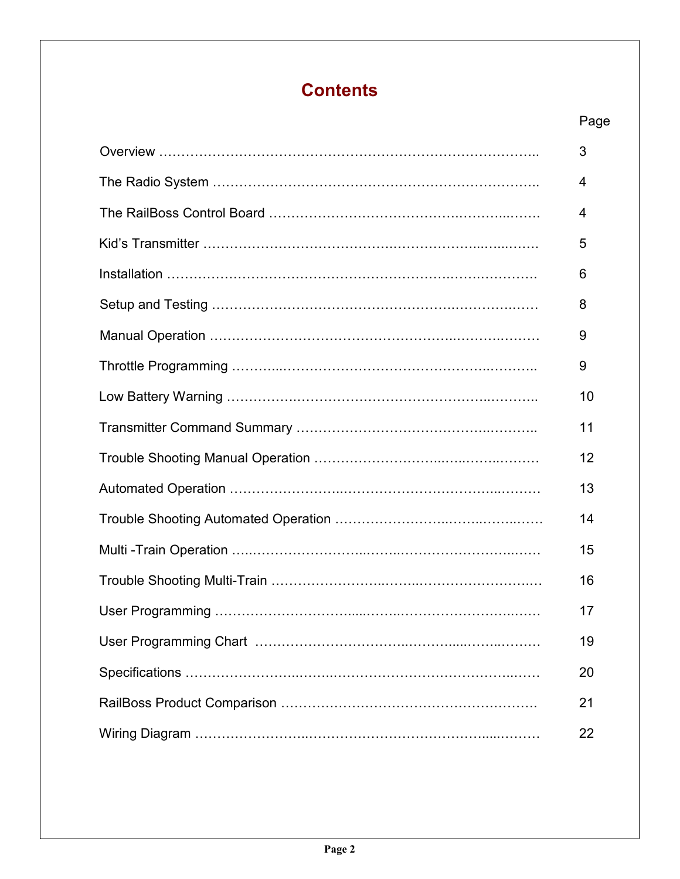# Contents

| | Page |
|---|---|
| Overview | 3 |
| The Radio System | 4 |
| The RailBoss Control Board | 4 |
| Kid's Transmitter | 5 |
| Installation | 6 |
| Setup and Testing | 8 |
| Manual Operation | 9 |
| Throttle Programming | 9 |
| Low Battery Warning | 10 |
| Transmitter Command Summary | 11 |
| Trouble Shooting Manual Operation | 12 |
| Automated Operation | 13 |
| Trouble Shooting Automated Operation | 14 |
| Multi -Train Operation | 15 |
| Trouble Shooting Multi-Train | 16 |
| User Programming | 17 |
| User Programming Chart | 19 |
| Specifications | 20 |
| RailBoss Product Comparison | 21 |
| Wiring Diagram | 22 |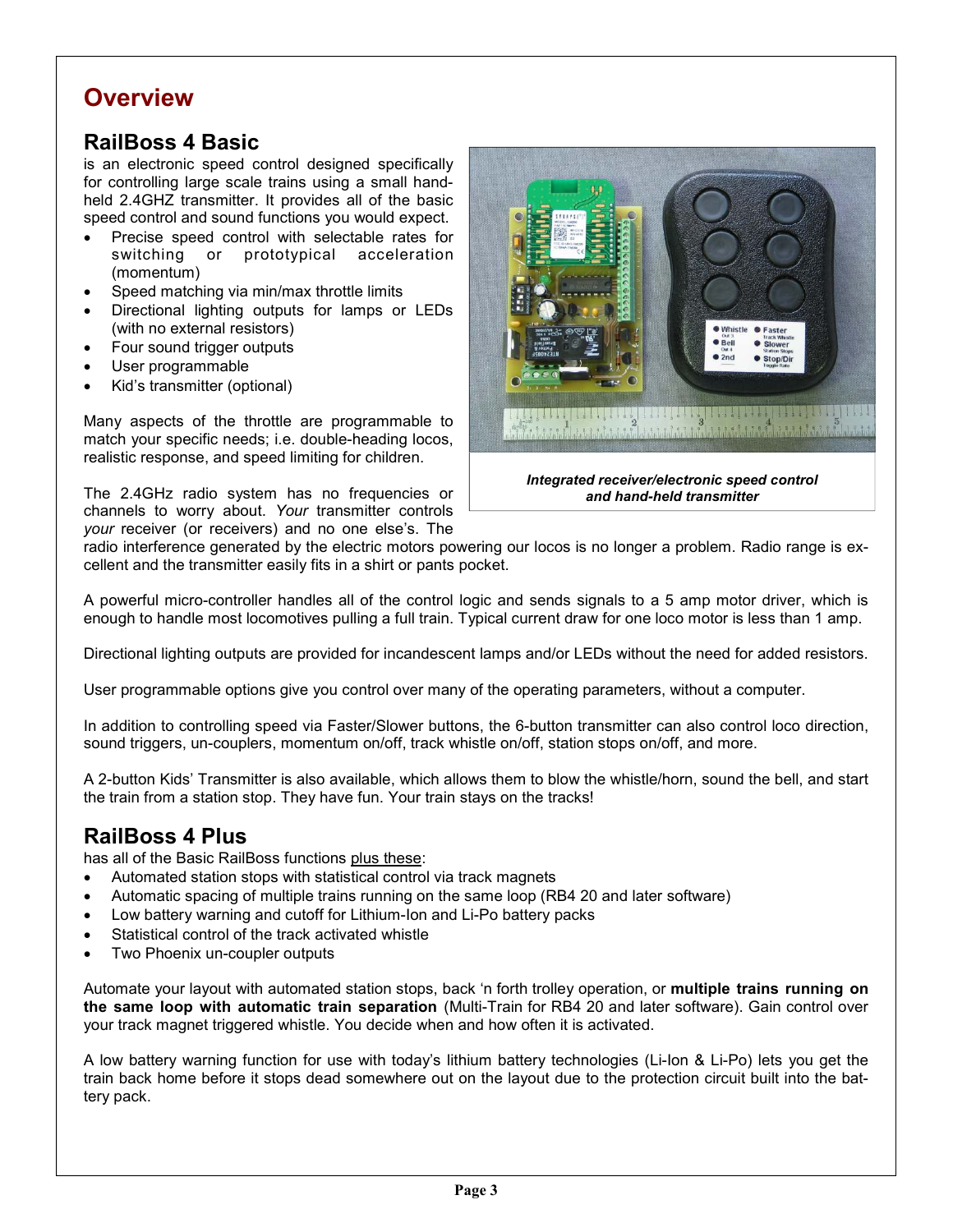# Overview

## RailBoss 4 Basic

is an electronic speed control designed specifically for controlling large scale trains using a small hand-held 2.4GHZ transmitter. It provides all of the basic speed control and sound functions you would expect.

- Precise speed control with selectable rates for switching or prototypical acceleration (momentum)
- Speed matching via min/max throttle limits
- Directional lighting outputs for lamps or LEDs (with no external resistors)
- Four sound trigger outputs
- User programmable
- Kid's transmitter (optional)

Many aspects of the throttle are programmable to match your specific needs; i.e. double-heading locos, realistic response, and speed limiting for children.

*Integrated receiver/electronic speed control and hand-held transmitter*

The 2.4GHz radio system has no frequencies or channels to worry about. *Your* transmitter controls *your* receiver (or receivers) and no one else's. The radio interference generated by the electric motors powering our locos is no longer a problem. Radio range is excellent and the transmitter easily fits in a shirt or pants pocket.

A powerful micro-controller handles all of the control logic and sends signals to a 5 amp motor driver, which is enough to handle most locomotives pulling a full train. Typical current draw for one loco motor is less than 1 amp.

Directional lighting outputs are provided for incandescent lamps and/or LEDs without the need for added resistors.

User programmable options give you control over many of the operating parameters, without a computer.

In addition to controlling speed via Faster/Slower buttons, the 6-button transmitter can also control loco direction, sound triggers, un-couplers, momentum on/off, track whistle on/off, station stops on/off, and more.

A 2-button Kids' Transmitter is also available, which allows them to blow the whistle/horn, sound the bell, and start the train from a station stop. They have fun. Your train stays on the tracks!

## RailBoss 4 Plus

has all of the Basic RailBoss functions plus these:

- Automated station stops with statistical control via track magnets
- Automatic spacing of multiple trains running on the same loop (RB4 20 and later software)
- Low battery warning and cutoff for Lithium-Ion and Li-Po battery packs
- Statistical control of the track activated whistle
- Two Phoenix un-coupler outputs

Automate your layout with automated station stops, back 'n forth trolley operation, or **multiple trains running on the same loop with automatic train separation** (Multi-Train for RB4 20 and later software). Gain control over your track magnet triggered whistle. You decide when and how often it is activated.

A low battery warning function for use with today's lithium battery technologies (Li-Ion & Li-Po) lets you get the train back home before it stops dead somewhere out on the layout due to the protection circuit built into the battery pack.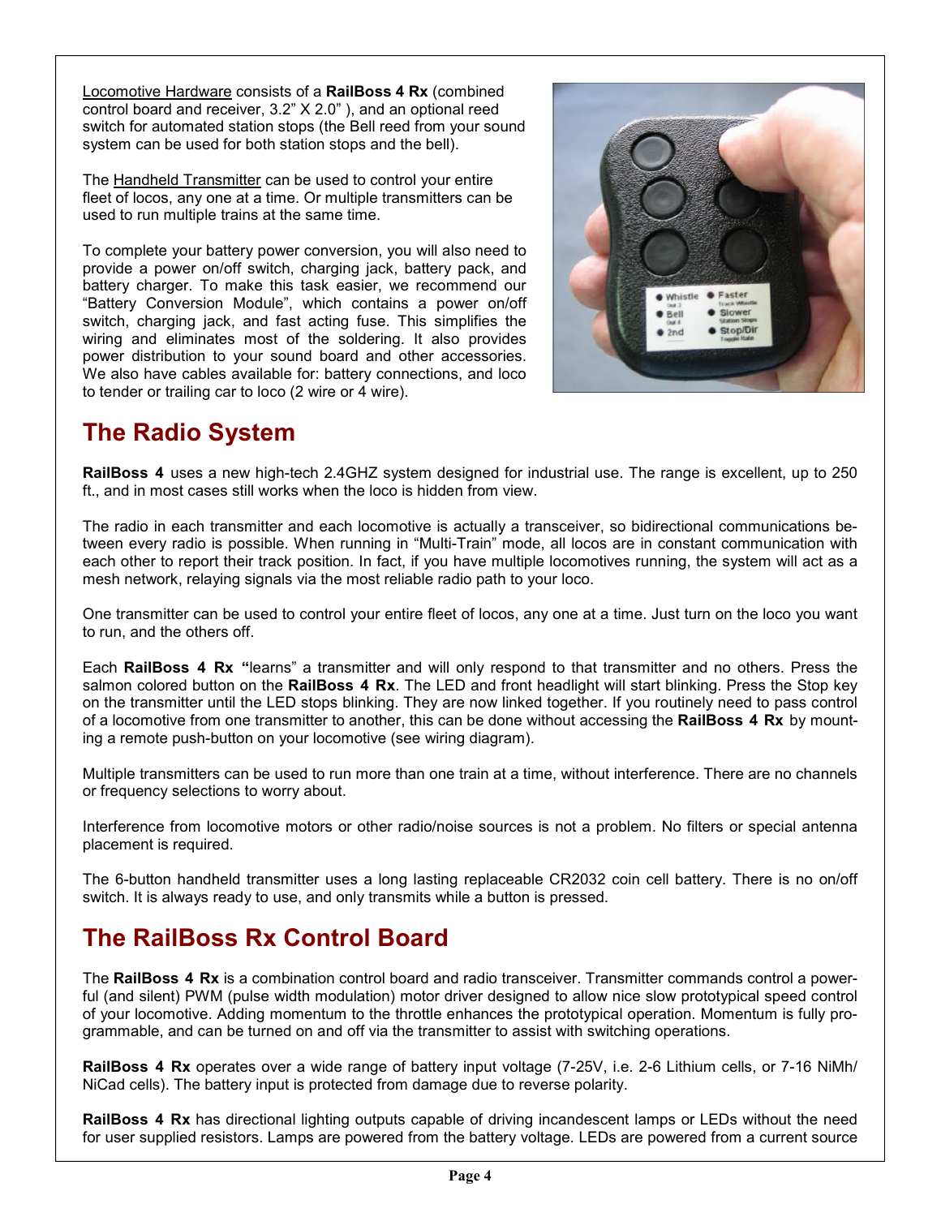<u>Locomotive Hardware</u> consists of a **RailBoss 4 Rx** (combined control board and receiver, 3.2" X 2.0" ), and an optional reed switch for automated station stops (the Bell reed from your sound system can be used for both station stops and the bell).

The <u>Handheld Transmitter</u> can be used to control your entire fleet of locos, any one at a time. Or multiple transmitters can be used to run multiple trains at the same time.

To complete your battery power conversion, you will also need to provide a power on/off switch, charging jack, battery pack, and battery charger. To make this task easier, we recommend our "Battery Conversion Module", which contains a power on/off switch, charging jack, and fast acting fuse. This simplifies the wiring and eliminates most of the soldering. It also provides power distribution to your sound board and other accessories. We also have cables available for: battery connections, and loco to tender or trailing car to loco (2 wire or 4 wire).

## The Radio System

**RailBoss 4** uses a new high-tech 2.4GHZ system designed for industrial use. The range is excellent, up to 250 ft., and in most cases still works when the loco is hidden from view.

The radio in each transmitter and each locomotive is actually a transceiver, so bidirectional communications between every radio is possible. When running in "Multi-Train" mode, all locos are in constant communication with each other to report their track position. In fact, if you have multiple locomotives running, the system will act as a mesh network, relaying signals via the most reliable radio path to your loco.

One transmitter can be used to control your entire fleet of locos, any one at a time. Just turn on the loco you want to run, and the others off.

Each **RailBoss 4 Rx "**learns" a transmitter and will only respond to that transmitter and no others. Press the salmon colored button on the **RailBoss 4 Rx**. The LED and front headlight will start blinking. Press the Stop key on the transmitter until the LED stops blinking. They are now linked together. If you routinely need to pass control of a locomotive from one transmitter to another, this can be done without accessing the **RailBoss 4 Rx** by mounting a remote push-button on your locomotive (see wiring diagram).

Multiple transmitters can be used to run more than one train at a time, without interference. There are no channels or frequency selections to worry about.

Interference from locomotive motors or other radio/noise sources is not a problem. No filters or special antenna placement is required.

The 6-button handheld transmitter uses a long lasting replaceable CR2032 coin cell battery. There is no on/off switch. It is always ready to use, and only transmits while a button is pressed.

## The RailBoss Rx Control Board

The **RailBoss 4 Rx** is a combination control board and radio transceiver. Transmitter commands control a powerful (and silent) PWM (pulse width modulation) motor driver designed to allow nice slow prototypical speed control of your locomotive. Adding momentum to the throttle enhances the prototypical operation. Momentum is fully programmable, and can be turned on and off via the transmitter to assist with switching operations.

**RailBoss 4 Rx** operates over a wide range of battery input voltage (7-25V, i.e. 2-6 Lithium cells, or 7-16 NiMh/NiCad cells). The battery input is protected from damage due to reverse polarity.

**RailBoss 4 Rx** has directional lighting outputs capable of driving incandescent lamps or LEDs without the need for user supplied resistors. Lamps are powered from the battery voltage. LEDs are powered from a current source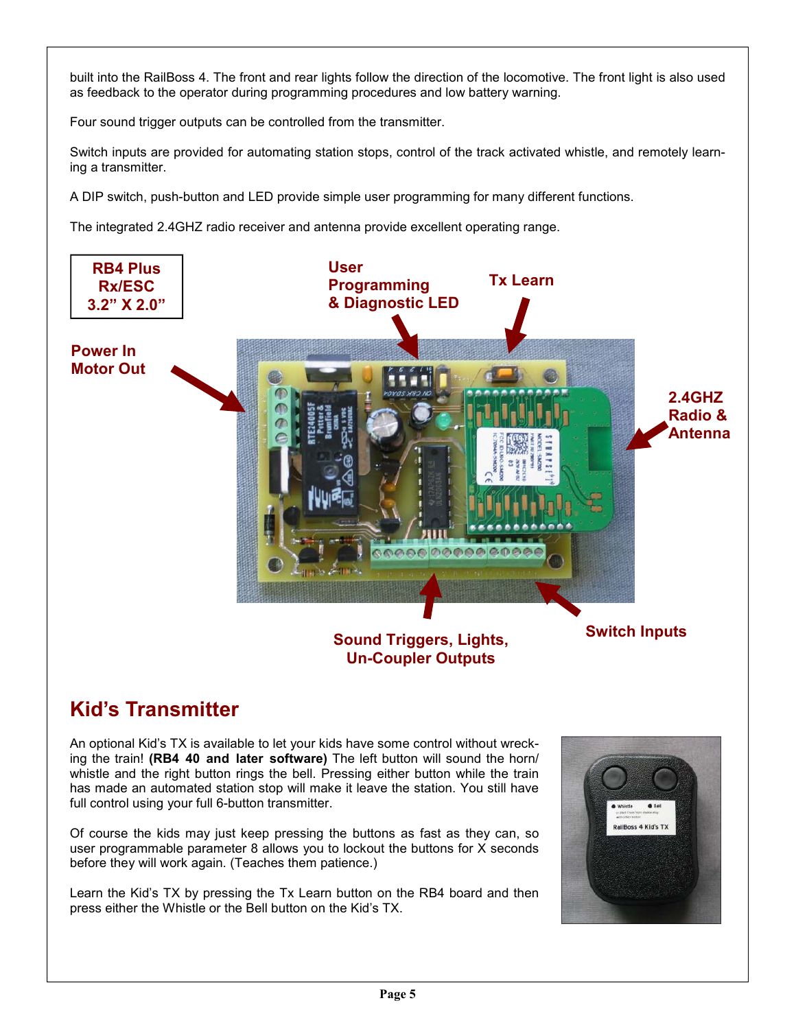built into the RailBoss 4. The front and rear lights follow the direction of the locomotive. The front light is also used as feedback to the operator during programming procedures and low battery warning.

Four sound trigger outputs can be controlled from the transmitter.

Switch inputs are provided for automating station stops, control of the track activated whistle, and remotely learning a transmitter.

A DIP switch, push-button and LED provide simple user programming for many different functions.

The integrated 2.4GHZ radio receiver and antenna provide excellent operating range.

**RB4 Plus Rx/ESC 3.2" X 2.0"**

**Power In Motor Out**

**User Programming & Diagnostic LED**

**Tx Learn**

**2.4GHZ Radio & Antenna**

**Sound Triggers, Lights, Un-Coupler Outputs**

**Switch Inputs**

## Kid's Transmitter

An optional Kid's TX is available to let your kids have some control without wrecking the train! **(RB4 40 and later software)** The left button will sound the horn/whistle and the right button rings the bell. Pressing either button while the train has made an automated station stop will make it leave the station. You still have full control using your full 6-button transmitter.

Of course the kids may just keep pressing the buttons as fast as they can, so user programmable parameter 8 allows you to lockout the buttons for X seconds before they will work again. (Teaches them patience.)

Learn the Kid's TX by pressing the Tx Learn button on the RB4 board and then press either the Whistle or the Bell button on the Kid's TX.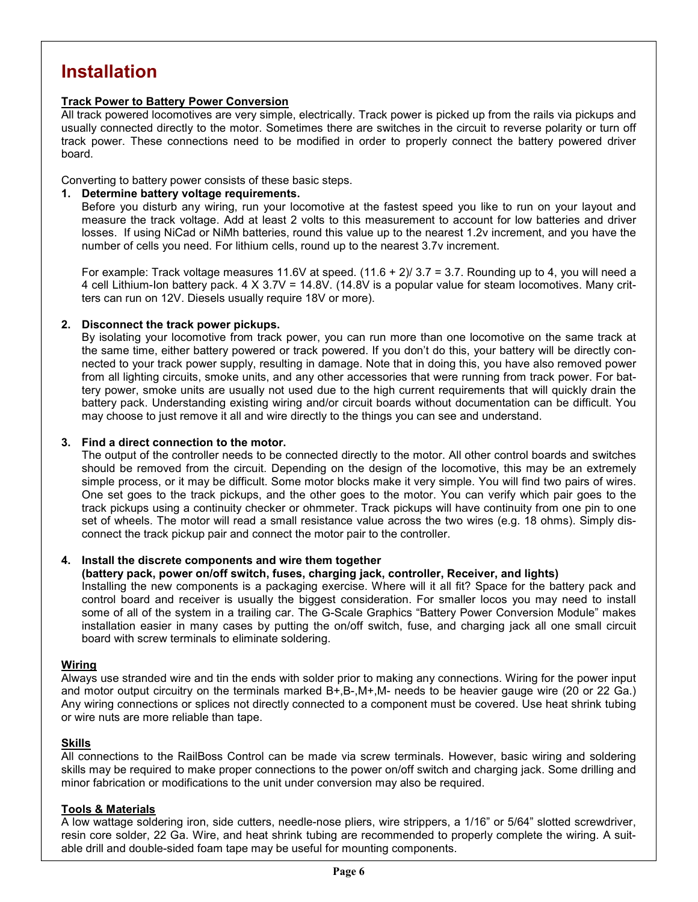# Installation

**Track Power to Battery Power Conversion**

All track powered locomotives are very simple, electrically. Track power is picked up from the rails via pickups and usually connected directly to the motor. Sometimes there are switches in the circuit to reverse polarity or turn off track power. These connections need to be modified in order to properly connect the battery powered driver board.

Converting to battery power consists of these basic steps.

1. **Determine battery voltage requirements.**
   Before you disturb any wiring, run your locomotive at the fastest speed you like to run on your layout and measure the track voltage. Add at least 2 volts to this measurement to account for low batteries and driver losses. If using NiCad or NiMh batteries, round this value up to the nearest 1.2v increment, and you have the number of cells you need. For lithium cells, round up to the nearest 3.7v increment.

   For example: Track voltage measures 11.6V at speed. (11.6 + 2)/ 3.7 = 3.7. Rounding up to 4, you will need a 4 cell Lithium-Ion battery pack. 4 X 3.7V = 14.8V. (14.8V is a popular value for steam locomotives. Many critters can run on 12V. Diesels usually require 18V or more).

2. **Disconnect the track power pickups.**
   By isolating your locomotive from track power, you can run more than one locomotive on the same track at the same time, either battery powered or track powered. If you don't do this, your battery will be directly connected to your track power supply, resulting in damage. Note that in doing this, you have also removed power from all lighting circuits, smoke units, and any other accessories that were running from track power. For battery power, smoke units are usually not used due to the high current requirements that will quickly drain the battery pack. Understanding existing wiring and/or circuit boards without documentation can be difficult. You may choose to just remove it all and wire directly to the things you can see and understand.

3. **Find a direct connection to the motor.**
   The output of the controller needs to be connected directly to the motor. All other control boards and switches should be removed from the circuit. Depending on the design of the locomotive, this may be an extremely simple process, or it may be difficult. Some motor blocks make it very simple. You will find two pairs of wires. One set goes to the track pickups, and the other goes to the motor. You can verify which pair goes to the track pickups using a continuity checker or ohmmeter. Track pickups will have continuity from one pin to one set of wheels. The motor will read a small resistance value across the two wires (e.g. 18 ohms). Simply disconnect the track pickup pair and connect the motor pair to the controller.

4. **Install the discrete components and wire them together**
   **(battery pack, power on/off switch, fuses, charging jack, controller, Receiver, and lights)**
   Installing the new components is a packaging exercise. Where will it all fit? Space for the battery pack and control board and receiver is usually the biggest consideration. For smaller locos you may need to install some of all of the system in a trailing car. The G-Scale Graphics "Battery Power Conversion Module" makes installation easier in many cases by putting the on/off switch, fuse, and charging jack all one small circuit board with screw terminals to eliminate soldering.

**Wiring**

Always use stranded wire and tin the ends with solder prior to making any connections. Wiring for the power input and motor output circuitry on the terminals marked B+,B-,M+,M- needs to be heavier gauge wire (20 or 22 Ga.) Any wiring connections or splices not directly connected to a component must be covered. Use heat shrink tubing or wire nuts are more reliable than tape.

**Skills**

All connections to the RailBoss Control can be made via screw terminals. However, basic wiring and soldering skills may be required to make proper connections to the power on/off switch and charging jack. Some drilling and minor fabrication or modifications to the unit under conversion may also be required.

**Tools & Materials**

A low wattage soldering iron, side cutters, needle-nose pliers, wire strippers, a 1/16" or 5/64" slotted screwdriver, resin core solder, 22 Ga. Wire, and heat shrink tubing are recommended to properly complete the wiring. A suitable drill and double-sided foam tape may be useful for mounting components.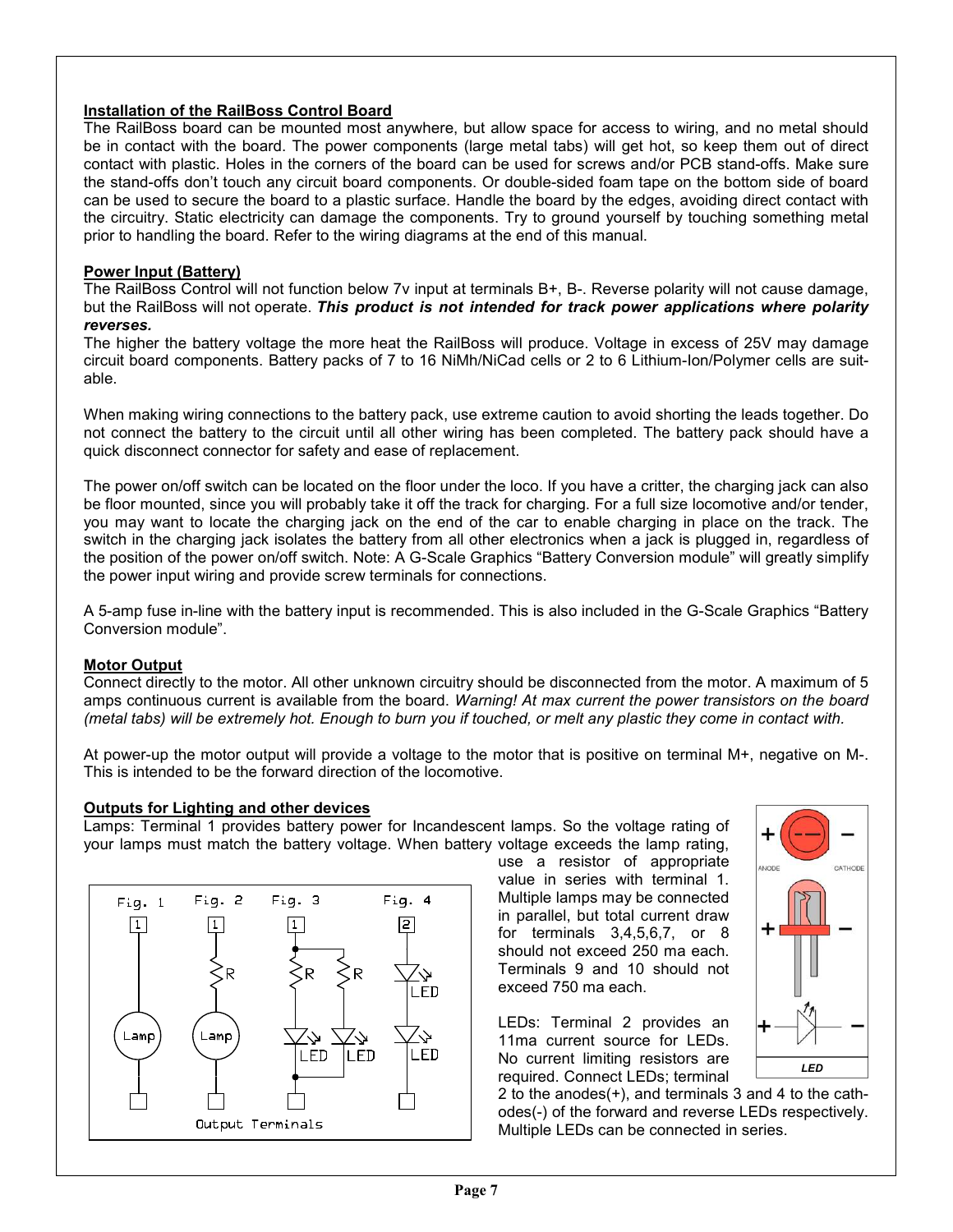## Installation of the RailBoss Control Board

The RailBoss board can be mounted most anywhere, but allow space for access to wiring, and no metal should be in contact with the board. The power components (large metal tabs) will get hot, so keep them out of direct contact with plastic. Holes in the corners of the board can be used for screws and/or PCB stand-offs. Make sure the stand-offs don't touch any circuit board components. Or double-sided foam tape on the bottom side of board can be used to secure the board to a plastic surface. Handle the board by the edges, avoiding direct contact with the circuitry. Static electricity can damage the components. Try to ground yourself by touching something metal prior to handling the board. Refer to the wiring diagrams at the end of this manual.

## Power Input (Battery)

The RailBoss Control will not function below 7v input at terminals B+, B-. Reverse polarity will not cause damage, but the RailBoss will not operate. ***This product is not intended for track power applications where polarity reverses.***

The higher the battery voltage the more heat the RailBoss will produce. Voltage in excess of 25V may damage circuit board components. Battery packs of 7 to 16 NiMh/NiCad cells or 2 to 6 Lithium-Ion/Polymer cells are suitable.

When making wiring connections to the battery pack, use extreme caution to avoid shorting the leads together. Do not connect the battery to the circuit until all other wiring has been completed. The battery pack should have a quick disconnect connector for safety and ease of replacement.

The power on/off switch can be located on the floor under the loco. If you have a critter, the charging jack can also be floor mounted, since you will probably take it off the track for charging. For a full size locomotive and/or tender, you may want to locate the charging jack on the end of the car to enable charging in place on the track. The switch in the charging jack isolates the battery from all other electronics when a jack is plugged in, regardless of the position of the power on/off switch. Note: A G-Scale Graphics "Battery Conversion module" will greatly simplify the power input wiring and provide screw terminals for connections.

A 5-amp fuse in-line with the battery input is recommended. This is also included in the G-Scale Graphics "Battery Conversion module".

## Motor Output

Connect directly to the motor. All other unknown circuitry should be disconnected from the motor. A maximum of 5 amps continuous current is available from the board. *Warning! At max current the power transistors on the board (metal tabs) will be extremely hot. Enough to burn you if touched, or melt any plastic they come in contact with.*

At power-up the motor output will provide a voltage to the motor that is positive on terminal M+, negative on M-. This is intended to be the forward direction of the locomotive.

## Outputs for Lighting and other devices

Lamps: Terminal 1 provides battery power for Incandescent lamps. So the voltage rating of your lamps must match the battery voltage. When battery voltage exceeds the lamp rating, use a resistor of appropriate value in series with terminal 1. Multiple lamps may be connected in parallel, but total current draw for terminals 3,4,5,6,7, or 8 should not exceed 250 ma each. Terminals 9 and 10 should not exceed 750 ma each.

Fig. 1 Fig. 2 Fig. 3 Fig. 4

Output Terminals

ANODE CATHODE

LED

LEDs: Terminal 2 provides an 11ma current source for LEDs. No current limiting resistors are required. Connect LEDs; terminal 2 to the anodes(+), and terminals 3 and 4 to the cathodes(-) of the forward and reverse LEDs respectively. Multiple LEDs can be connected in series.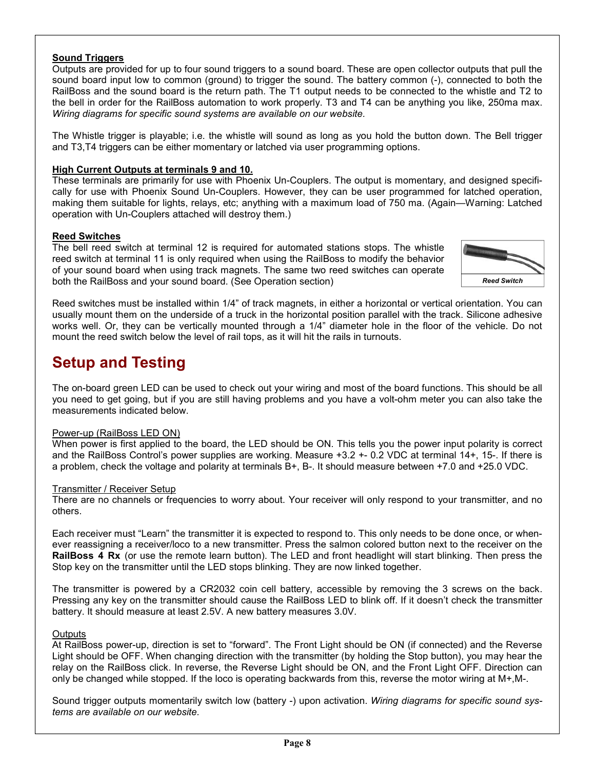**Sound Triggers**

Outputs are provided for up to four sound triggers to a sound board. These are open collector outputs that pull the sound board input low to common (ground) to trigger the sound. The battery common (-), connected to both the RailBoss and the sound board is the return path. The T1 output needs to be connected to the whistle and T2 to the bell in order for the RailBoss automation to work properly. T3 and T4 can be anything you like, 250ma max. *Wiring diagrams for specific sound systems are available on our website.*

The Whistle trigger is playable; i.e. the whistle will sound as long as you hold the button down. The Bell trigger and T3,T4 triggers can be either momentary or latched via user programming options.

**High Current Outputs at terminals 9 and 10.**

These terminals are primarily for use with Phoenix Un-Couplers. The output is momentary, and designed specifically for use with Phoenix Sound Un-Couplers. However, they can be user programmed for latched operation, making them suitable for lights, relays, etc; anything with a maximum load of 750 ma. (Again—Warning: Latched operation with Un-Couplers attached will destroy them.)

**Reed Switches**

The bell reed switch at terminal 12 is required for automated stations stops. The whistle reed switch at terminal 11 is only required when using the RailBoss to modify the behavior of your sound board when using track magnets. The same two reed switches can operate both the RailBoss and your sound board. (See Operation section)

*Reed Switch*

Reed switches must be installed within 1/4" of track magnets, in either a horizontal or vertical orientation. You can usually mount them on the underside of a truck in the horizontal position parallel with the track. Silicone adhesive works well. Or, they can be vertically mounted through a 1/4" diameter hole in the floor of the vehicle. Do not mount the reed switch below the level of rail tops, as it will hit the rails in turnouts.

# Setup and Testing

The on-board green LED can be used to check out your wiring and most of the board functions. This should be all you need to get going, but if you are still having problems and you have a volt-ohm meter you can also take the measurements indicated below.

Power-up (RailBoss LED ON)

When power is first applied to the board, the LED should be ON. This tells you the power input polarity is correct and the RailBoss Control's power supplies are working. Measure +3.2 +- 0.2 VDC at terminal 14+, 15-. If there is a problem, check the voltage and polarity at terminals B+, B-. It should measure between +7.0 and +25.0 VDC.

Transmitter / Receiver Setup

There are no channels or frequencies to worry about. Your receiver will only respond to your transmitter, and no others.

Each receiver must "Learn" the transmitter it is expected to respond to. This only needs to be done once, or whenever reassigning a receiver/loco to a new transmitter. Press the salmon colored button next to the receiver on the **RailBoss 4 Rx** (or use the remote learn button). The LED and front headlight will start blinking. Then press the Stop key on the transmitter until the LED stops blinking. They are now linked together.

The transmitter is powered by a CR2032 coin cell battery, accessible by removing the 3 screws on the back. Pressing any key on the transmitter should cause the RailBoss LED to blink off. If it doesn't check the transmitter battery. It should measure at least 2.5V. A new battery measures 3.0V.

Outputs

At RailBoss power-up, direction is set to "forward". The Front Light should be ON (if connected) and the Reverse Light should be OFF. When changing direction with the transmitter (by holding the Stop button), you may hear the relay on the RailBoss click. In reverse, the Reverse Light should be ON, and the Front Light OFF. Direction can only be changed while stopped. If the loco is operating backwards from this, reverse the motor wiring at M+,M-.

Sound trigger outputs momentarily switch low (battery -) upon activation. *Wiring diagrams for specific sound systems are available on our website.*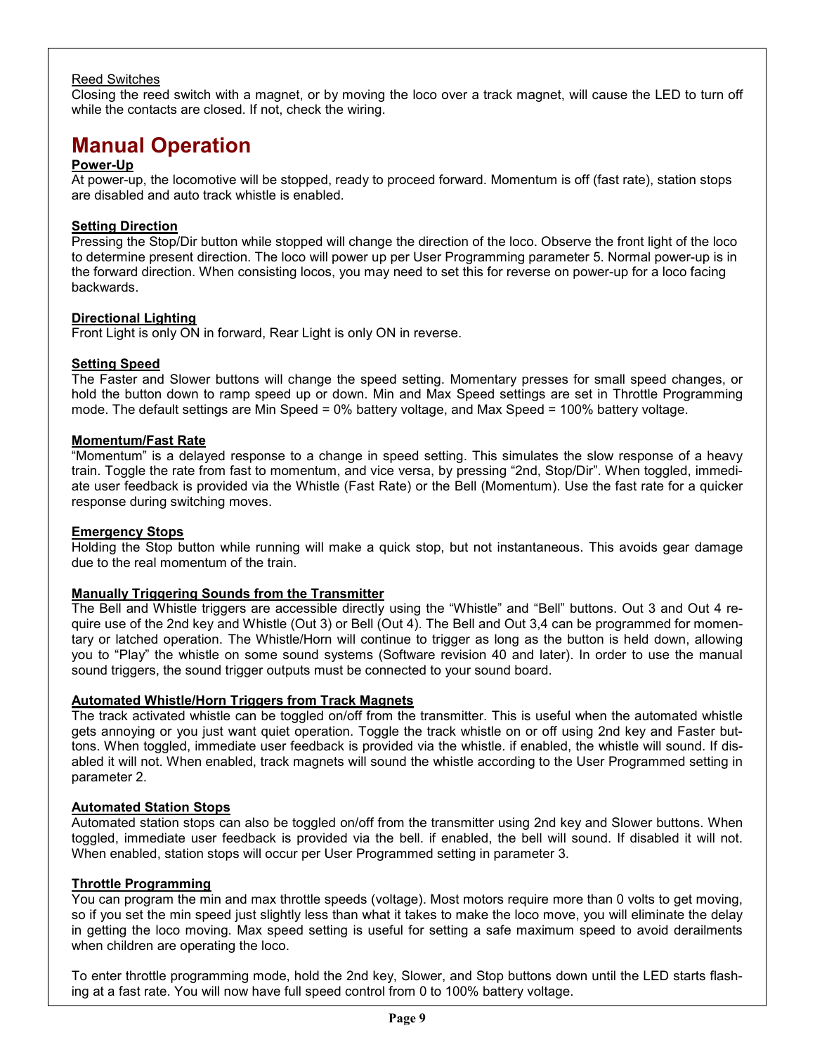Reed Switches

Closing the reed switch with a magnet, or by moving the loco over a track magnet, will cause the LED to turn off while the contacts are closed. If not, check the wiring.

# Manual Operation

**Power-Up**

At power-up, the locomotive will be stopped, ready to proceed forward. Momentum is off (fast rate), station stops are disabled and auto track whistle is enabled.

**Setting Direction**

Pressing the Stop/Dir button while stopped will change the direction of the loco. Observe the front light of the loco to determine present direction. The loco will power up per User Programming parameter 5. Normal power-up is in the forward direction. When consisting locos, you may need to set this for reverse on power-up for a loco facing backwards.

**Directional Lighting**

Front Light is only ON in forward, Rear Light is only ON in reverse.

**Setting Speed**

The Faster and Slower buttons will change the speed setting. Momentary presses for small speed changes, or hold the button down to ramp speed up or down. Min and Max Speed settings are set in Throttle Programming mode. The default settings are Min Speed = 0% battery voltage, and Max Speed = 100% battery voltage.

**Momentum/Fast Rate**

“Momentum” is a delayed response to a change in speed setting. This simulates the slow response of a heavy train. Toggle the rate from fast to momentum, and vice versa, by pressing “2nd, Stop/Dir”. When toggled, immediate user feedback is provided via the Whistle (Fast Rate) or the Bell (Momentum). Use the fast rate for a quicker response during switching moves.

**Emergency Stops**

Holding the Stop button while running will make a quick stop, but not instantaneous. This avoids gear damage due to the real momentum of the train.

**Manually Triggering Sounds from the Transmitter**

The Bell and Whistle triggers are accessible directly using the “Whistle” and “Bell” buttons. Out 3 and Out 4 require use of the 2nd key and Whistle (Out 3) or Bell (Out 4). The Bell and Out 3,4 can be programmed for momentary or latched operation. The Whistle/Horn will continue to trigger as long as the button is held down, allowing you to “Play” the whistle on some sound systems (Software revision 40 and later). In order to use the manual sound triggers, the sound trigger outputs must be connected to your sound board.

**Automated Whistle/Horn Triggers from Track Magnets**

The track activated whistle can be toggled on/off from the transmitter. This is useful when the automated whistle gets annoying or you just want quiet operation. Toggle the track whistle on or off using 2nd key and Faster buttons. When toggled, immediate user feedback is provided via the whistle. if enabled, the whistle will sound. If disabled it will not. When enabled, track magnets will sound the whistle according to the User Programmed setting in parameter 2.

**Automated Station Stops**

Automated station stops can also be toggled on/off from the transmitter using 2nd key and Slower buttons. When toggled, immediate user feedback is provided via the bell. if enabled, the bell will sound. If disabled it will not. When enabled, station stops will occur per User Programmed setting in parameter 3.

**Throttle Programming**

You can program the min and max throttle speeds (voltage). Most motors require more than 0 volts to get moving, so if you set the min speed just slightly less than what it takes to make the loco move, you will eliminate the delay in getting the loco moving. Max speed setting is useful for setting a safe maximum speed to avoid derailments when children are operating the loco.

To enter throttle programming mode, hold the 2nd key, Slower, and Stop buttons down until the LED starts flashing at a fast rate. You will now have full speed control from 0 to 100% battery voltage.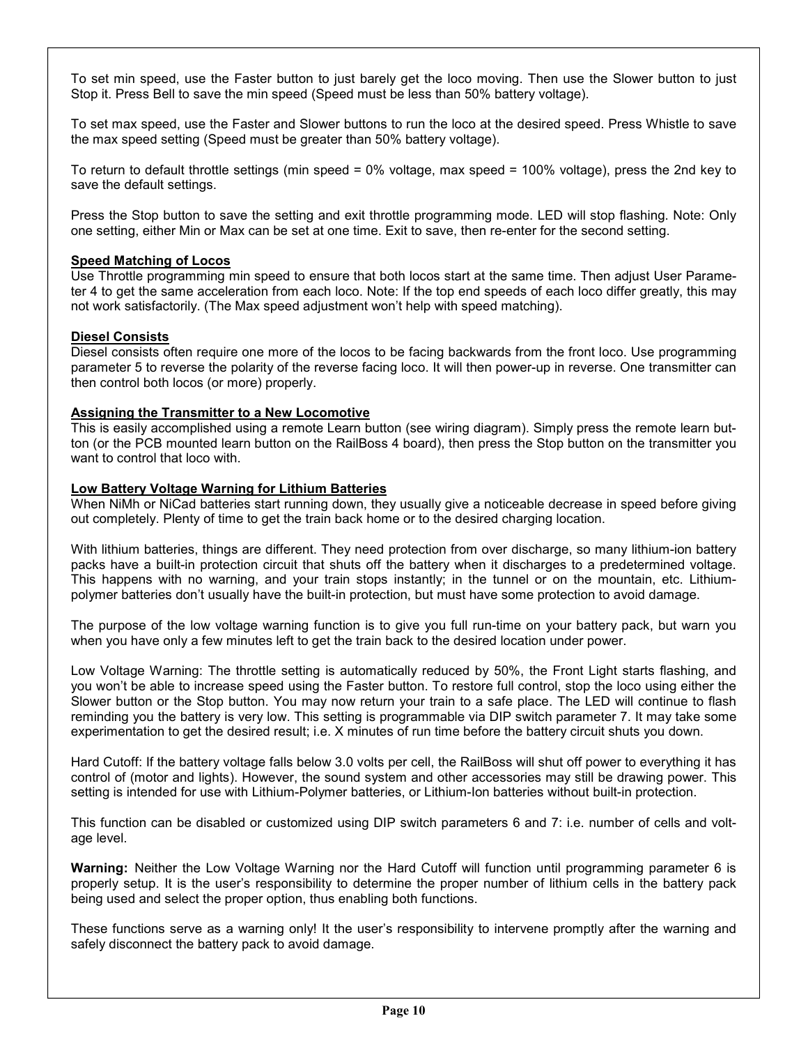To set min speed, use the Faster button to just barely get the loco moving. Then use the Slower button to just Stop it. Press Bell to save the min speed (Speed must be less than 50% battery voltage).

To set max speed, use the Faster and Slower buttons to run the loco at the desired speed. Press Whistle to save the max speed setting (Speed must be greater than 50% battery voltage).

To return to default throttle settings (min speed = 0% voltage, max speed = 100% voltage), press the 2nd key to save the default settings.

Press the Stop button to save the setting and exit throttle programming mode. LED will stop flashing. Note: Only one setting, either Min or Max can be set at one time. Exit to save, then re-enter for the second setting.

**Speed Matching of Locos**

Use Throttle programming min speed to ensure that both locos start at the same time. Then adjust User Parameter 4 to get the same acceleration from each loco. Note: If the top end speeds of each loco differ greatly, this may not work satisfactorily. (The Max speed adjustment won't help with speed matching).

**Diesel Consists**

Diesel consists often require one more of the locos to be facing backwards from the front loco. Use programming parameter 5 to reverse the polarity of the reverse facing loco. It will then power-up in reverse. One transmitter can then control both locos (or more) properly.

**Assigning the Transmitter to a New Locomotive**

This is easily accomplished using a remote Learn button (see wiring diagram). Simply press the remote learn button (or the PCB mounted learn button on the RailBoss 4 board), then press the Stop button on the transmitter you want to control that loco with.

**Low Battery Voltage Warning for Lithium Batteries**

When NiMh or NiCad batteries start running down, they usually give a noticeable decrease in speed before giving out completely. Plenty of time to get the train back home or to the desired charging location.

With lithium batteries, things are different. They need protection from over discharge, so many lithium-ion battery packs have a built-in protection circuit that shuts off the battery when it discharges to a predetermined voltage. This happens with no warning, and your train stops instantly; in the tunnel or on the mountain, etc. Lithium-polymer batteries don't usually have the built-in protection, but must have some protection to avoid damage.

The purpose of the low voltage warning function is to give you full run-time on your battery pack, but warn you when you have only a few minutes left to get the train back to the desired location under power.

Low Voltage Warning: The throttle setting is automatically reduced by 50%, the Front Light starts flashing, and you won't be able to increase speed using the Faster button. To restore full control, stop the loco using either the Slower button or the Stop button. You may now return your train to a safe place. The LED will continue to flash reminding you the battery is very low. This setting is programmable via DIP switch parameter 7. It may take some experimentation to get the desired result; i.e. X minutes of run time before the battery circuit shuts you down.

Hard Cutoff: If the battery voltage falls below 3.0 volts per cell, the RailBoss will shut off power to everything it has control of (motor and lights). However, the sound system and other accessories may still be drawing power. This setting is intended for use with Lithium-Polymer batteries, or Lithium-Ion batteries without built-in protection.

This function can be disabled or customized using DIP switch parameters 6 and 7: i.e. number of cells and voltage level.

**Warning:** Neither the Low Voltage Warning nor the Hard Cutoff will function until programming parameter 6 is properly setup. It is the user's responsibility to determine the proper number of lithium cells in the battery pack being used and select the proper option, thus enabling both functions.

These functions serve as a warning only! It the user's responsibility to intervene promptly after the warning and safely disconnect the battery pack to avoid damage.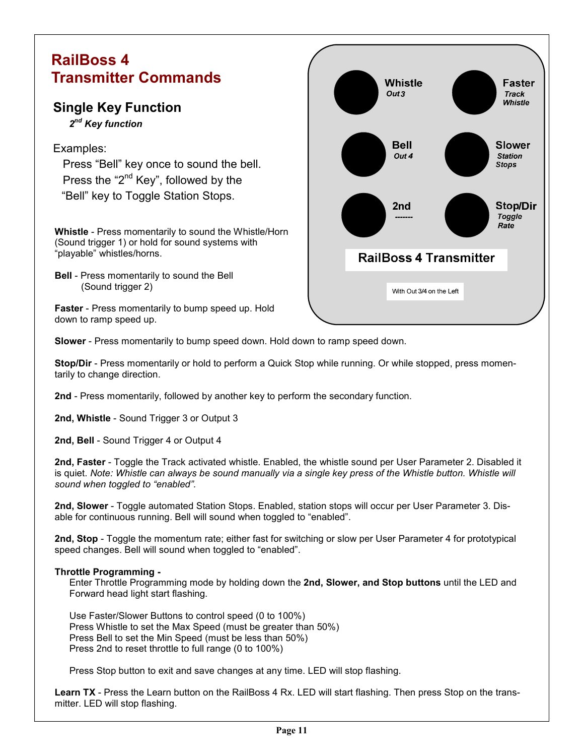# RailBoss 4 Transmitter Commands

## Single Key Function

***2nd Key function***

Examples:

Press "Bell" key once to sound the bell.
Press the "2nd Key", followed by the "Bell" key to Toggle Station Stops.

| | | | |
|---|---|---|---|
| **Whistle** | *Out 3* | **Faster** | *Track Whistle* |
| **Bell** | *Out 4* | **Slower** | *Station Stops* |
| **2nd** | ------- | **Stop/Dir** | *Toggle Rate* |

**RailBoss 4 Transmitter**

With Out 3/4 on the Left

**Whistle** - Press momentarily to sound the Whistle/Horn (Sound trigger 1) or hold for sound systems with "playable" whistles/horns.

**Bell** - Press momentarily to sound the Bell (Sound trigger 2)

**Faster** - Press momentarily to bump speed up. Hold down to ramp speed up.

**Slower** - Press momentarily to bump speed down. Hold down to ramp speed down.

**Stop/Dir** - Press momentarily or hold to perform a Quick Stop while running. Or while stopped, press momentarily to change direction.

**2nd** - Press momentarily, followed by another key to perform the secondary function.

**2nd, Whistle** - Sound Trigger 3 or Output 3

**2nd, Bell** - Sound Trigger 4 or Output 4

**2nd, Faster** - Toggle the Track activated whistle. Enabled, the whistle sound per User Parameter 2. Disabled it is quiet. *Note: Whistle can always be sound manually via a single key press of the Whistle button. Whistle will sound when toggled to "enabled".*

**2nd, Slower** - Toggle automated Station Stops. Enabled, station stops will occur per User Parameter 3. Disable for continuous running. Bell will sound when toggled to "enabled".

**2nd, Stop** - Toggle the momentum rate; either fast for switching or slow per User Parameter 4 for prototypical speed changes. Bell will sound when toggled to "enabled".

**Throttle Programming -**

Enter Throttle Programming mode by holding down the **2nd, Slower, and Stop buttons** until the LED and Forward head light start flashing.

Use Faster/Slower Buttons to control speed (0 to 100%)
Press Whistle to set the Max Speed (must be greater than 50%)
Press Bell to set the Min Speed (must be less than 50%)
Press 2nd to reset throttle to full range (0 to 100%)

Press Stop button to exit and save changes at any time. LED will stop flashing.

**Learn TX** - Press the Learn button on the RailBoss 4 Rx. LED will start flashing. Then press Stop on the transmitter. LED will stop flashing.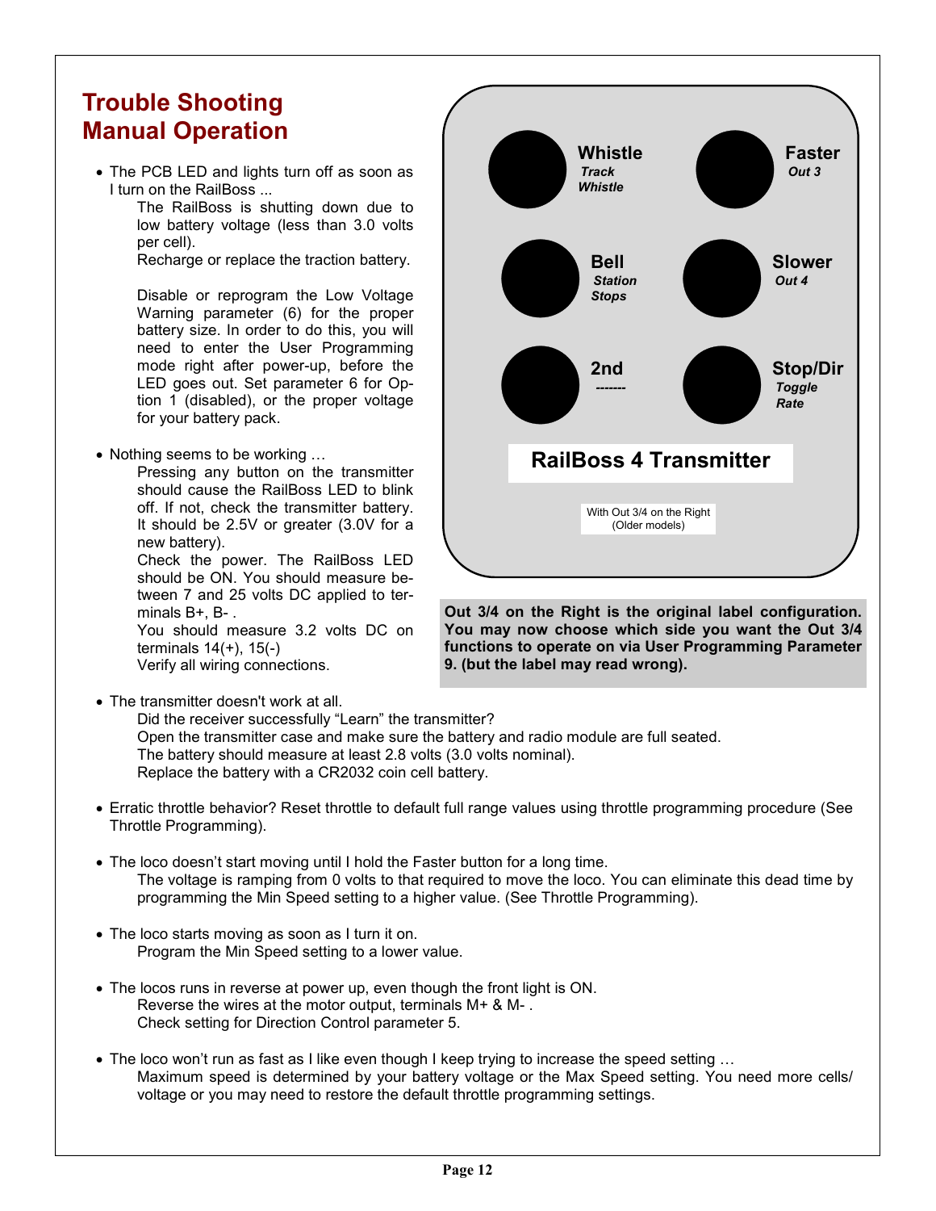# Trouble Shooting
# Manual Operation

- The PCB LED and lights turn off as soon as I turn on the RailBoss ...

  The RailBoss is shutting down due to low battery voltage (less than 3.0 volts per cell).
  Recharge or replace the traction battery.

  Disable or reprogram the Low Voltage Warning parameter (6) for the proper battery size. In order to do this, you will need to enter the User Programming mode right after power-up, before the LED goes out. Set parameter 6 for Option 1 (disabled), or the proper voltage for your battery pack.

- Nothing seems to be working …

  Pressing any button on the transmitter should cause the RailBoss LED to blink off. If not, check the transmitter battery. It should be 2.5V or greater (3.0V for a new battery).
  Check the power. The RailBoss LED should be ON. You should measure between 7 and 25 volts DC applied to terminals B+, B- .
  You should measure 3.2 volts DC on terminals 14(+), 15(-)
  Verify all wiring connections.

**RailBoss 4 Transmitter**

| Button | Function |
|---|---|
| Whistle | *Track Whistle* |
| Faster | *Out 3* |
| Bell | *Station Stops* |
| Slower | *Out 4* |
| 2nd | ------- |
| Stop/Dir | *Toggle Rate* |

With Out 3/4 on the Right (Older models)

**Out 3/4 on the Right is the original label configuration. You may now choose which side you want the Out 3/4 functions to operate on via User Programming Parameter 9. (but the label may read wrong).**

- The transmitter doesn't work at all.

  Did the receiver successfully "Learn" the transmitter?
  Open the transmitter case and make sure the battery and radio module are full seated.
  The battery should measure at least 2.8 volts (3.0 volts nominal).
  Replace the battery with a CR2032 coin cell battery.

- Erratic throttle behavior? Reset throttle to default full range values using throttle programming procedure (See Throttle Programming).

- The loco doesn't start moving until I hold the Faster button for a long time.

  The voltage is ramping from 0 volts to that required to move the loco. You can eliminate this dead time by programming the Min Speed setting to a higher value. (See Throttle Programming).

- The loco starts moving as soon as I turn it on.

  Program the Min Speed setting to a lower value.

- The locos runs in reverse at power up, even though the front light is ON.

  Reverse the wires at the motor output, terminals M+ & M- .
  Check setting for Direction Control parameter 5.

- The loco won't run as fast as I like even though I keep trying to increase the speed setting …

  Maximum speed is determined by your battery voltage or the Max Speed setting. You need more cells/ voltage or you may need to restore the default throttle programming settings.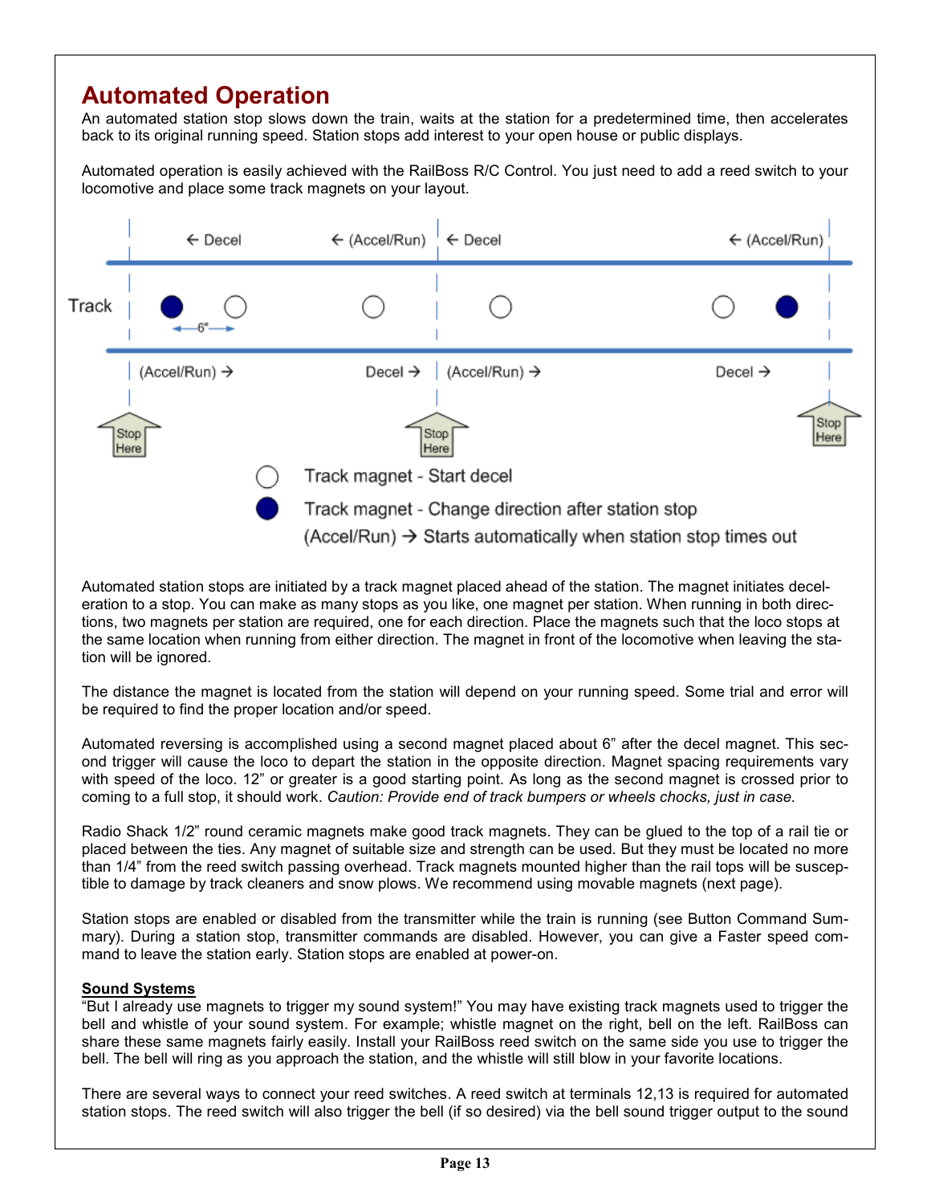# Automated Operation

An automated station stop slows down the train, waits at the station for a predetermined time, then accelerates back to its original running speed. Station stops add interest to your open house or public displays.

Automated operation is easily achieved with the RailBoss R/C Control. You just need to add a reed switch to your locomotive and place some track magnets on your layout.

← Decel ← (Accel/Run) ← Decel ← (Accel/Run)

Track

(Accel/Run) → Decel → (Accel/Run) → Decel →

Stop Here Stop Here Stop Here

○ Track magnet - Start decel

● Track magnet - Change direction after station stop

(Accel/Run) → Starts automatically when station stop times out

Automated station stops are initiated by a track magnet placed ahead of the station. The magnet initiates deceleration to a stop. You can make as many stops as you like, one magnet per station. When running in both directions, two magnets per station are required, one for each direction. Place the magnets such that the loco stops at the same location when running from either direction. The magnet in front of the locomotive when leaving the station will be ignored.

The distance the magnet is located from the station will depend on your running speed. Some trial and error will be required to find the proper location and/or speed.

Automated reversing is accomplished using a second magnet placed about 6" after the decel magnet. This second trigger will cause the loco to depart the station in the opposite direction. Magnet spacing requirements vary with speed of the loco. 12" or greater is a good starting point. As long as the second magnet is crossed prior to coming to a full stop, it should work. *Caution: Provide end of track bumpers or wheels chocks, just in case.*

Radio Shack 1/2" round ceramic magnets make good track magnets. They can be glued to the top of a rail tie or placed between the ties. Any magnet of suitable size and strength can be used. But they must be located no more than 1/4" from the reed switch passing overhead. Track magnets mounted higher than the rail tops will be susceptible to damage by track cleaners and snow plows. We recommend using movable magnets (next page).

Station stops are enabled or disabled from the transmitter while the train is running (see Button Command Summary). During a station stop, transmitter commands are disabled. However, you can give a Faster speed command to leave the station early. Station stops are enabled at power-on.

**Sound Systems**

"But I already use magnets to trigger my sound system!" You may have existing track magnets used to trigger the bell and whistle of your sound system. For example; whistle magnet on the right, bell on the left. RailBoss can share these same magnets fairly easily. Install your RailBoss reed switch on the same side you use to trigger the bell. The bell will ring as you approach the station, and the whistle will still blow in your favorite locations.

There are several ways to connect your reed switches. A reed switch at terminals 12,13 is required for automated station stops. The reed switch will also trigger the bell (if so desired) via the bell sound trigger output to the sound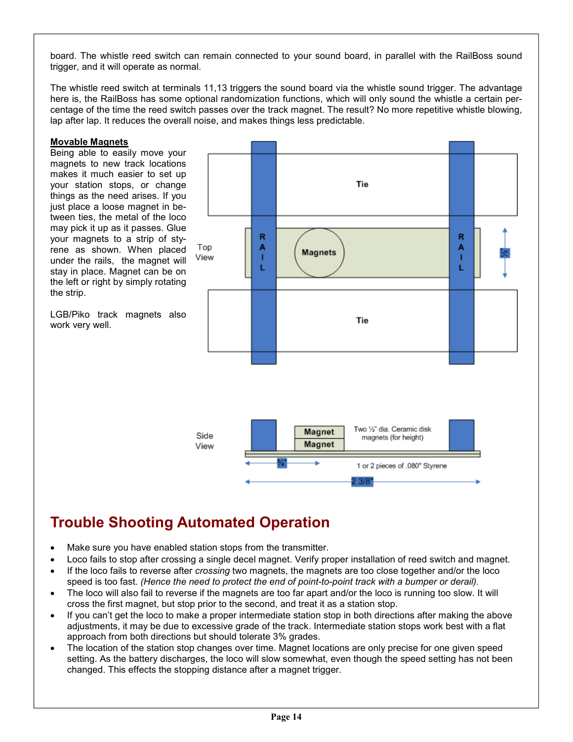board. The whistle reed switch can remain connected to your sound board, in parallel with the RailBoss sound trigger, and it will operate as normal.

The whistle reed switch at terminals 11,13 triggers the sound board via the whistle sound trigger. The advantage here is, the RailBoss has some optional randomization functions, which will only sound the whistle a certain percentage of the time the reed switch passes over the track magnet. The result? No more repetitive whistle blowing, lap after lap. It reduces the overall noise, and makes things less predictable.

**Movable Magnets**

Being able to easily move your magnets to new track locations makes it much easier to set up your station stops, or change things as the need arises. If you just place a loose magnet in between ties, the metal of the loco may pick it up as it passes. Glue your magnets to a strip of styrene as shown. When placed under the rails, the magnet will stay in place. Magnet can be on the left or right by simply rotating the strip.

LGB/Piko track magnets also work very well.

Top View: Tie, RAIL, Magnets, RAIL, Tie, ½"

Side View: Magnet, Magnet — Two ½" dia. Ceramic disk magnets (for height); ¾"; 1 or 2 pieces of .080" Styrene; 2 3/8"

# Trouble Shooting Automated Operation

- Make sure you have enabled station stops from the transmitter.
- Loco fails to stop after crossing a single decel magnet. Verify proper installation of reed switch and magnet.
- If the loco fails to reverse after *crossing* two magnets, the magnets are too close together and/or the loco speed is too fast. *(Hence the need to protect the end of point-to-point track with a bumper or derail).*
- The loco will also fail to reverse if the magnets are too far apart and/or the loco is running too slow. It will cross the first magnet, but stop prior to the second, and treat it as a station stop.
- If you can't get the loco to make a proper intermediate station stop in both directions after making the above adjustments, it may be due to excessive grade of the track. Intermediate station stops work best with a flat approach from both directions but should tolerate 3% grades.
- The location of the station stop changes over time. Magnet locations are only precise for one given speed setting. As the battery discharges, the loco will slow somewhat, even though the speed setting has not been changed. This effects the stopping distance after a magnet trigger.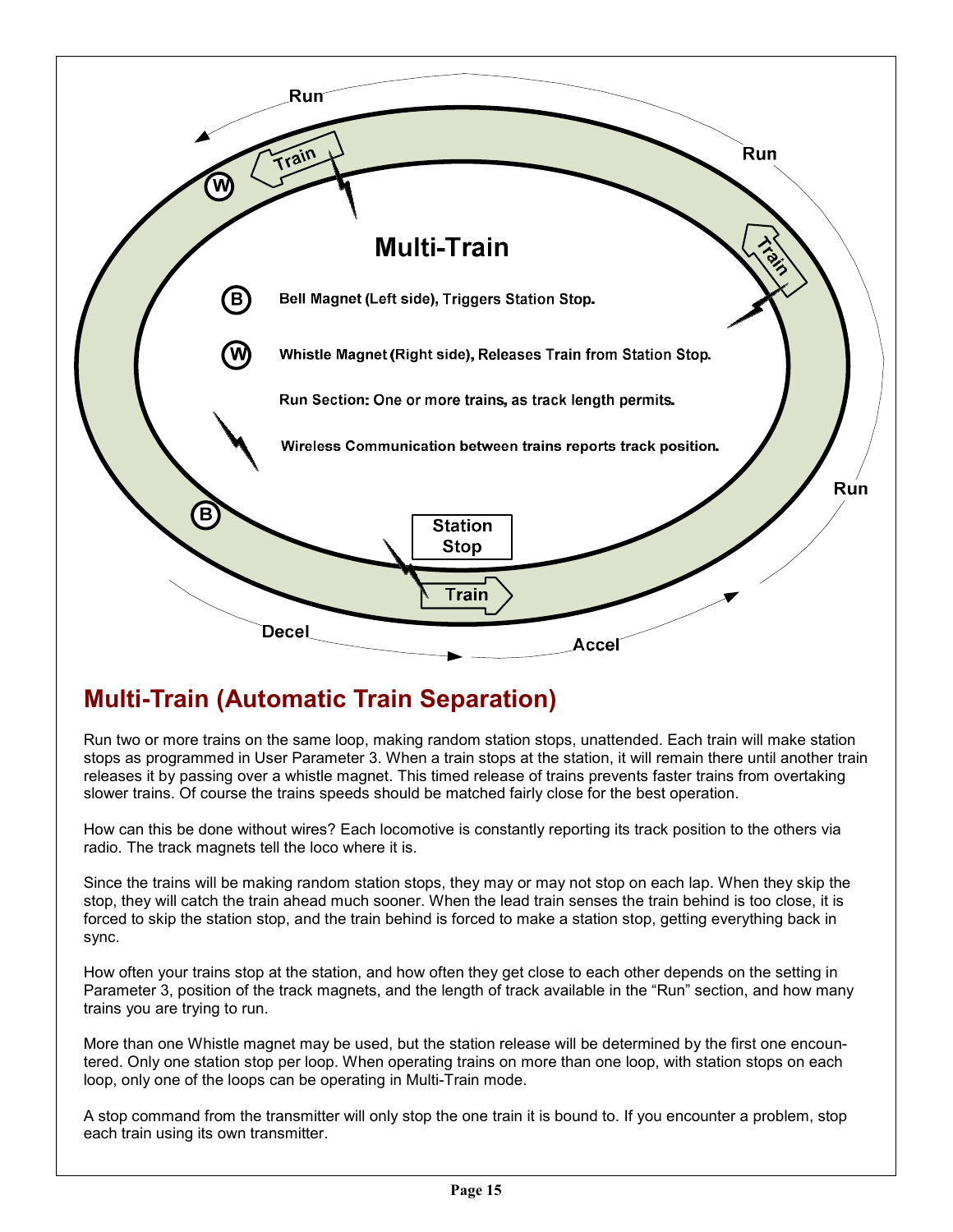Multi-Train

B Bell Magnet (Left side), Triggers Station Stop.

W Whistle Magnet (Right side), Releases Train from Station Stop.

Run Section: One or more trains, as track length permits.

Wireless Communication between trains reports track position.

## Multi-Train (Automatic Train Separation)

Run two or more trains on the same loop, making random station stops, unattended. Each train will make station stops as programmed in User Parameter 3. When a train stops at the station, it will remain there until another train releases it by passing over a whistle magnet. This timed release of trains prevents faster trains from overtaking slower trains. Of course the trains speeds should be matched fairly close for the best operation.

How can this be done without wires? Each locomotive is constantly reporting its track position to the others via radio. The track magnets tell the loco where it is.

Since the trains will be making random station stops, they may or may not stop on each lap. When they skip the stop, they will catch the train ahead much sooner. When the lead train senses the train behind is too close, it is forced to skip the station stop, and the train behind is forced to make a station stop, getting everything back in sync.

How often your trains stop at the station, and how often they get close to each other depends on the setting in Parameter 3, position of the track magnets, and the length of track available in the "Run" section, and how many trains you are trying to run.

More than one Whistle magnet may be used, but the station release will be determined by the first one encountered. Only one station stop per loop. When operating trains on more than one loop, with station stops on each loop, only one of the loops can be operating in Multi-Train mode.

A stop command from the transmitter will only stop the one train it is bound to. If you encounter a problem, stop each train using its own transmitter.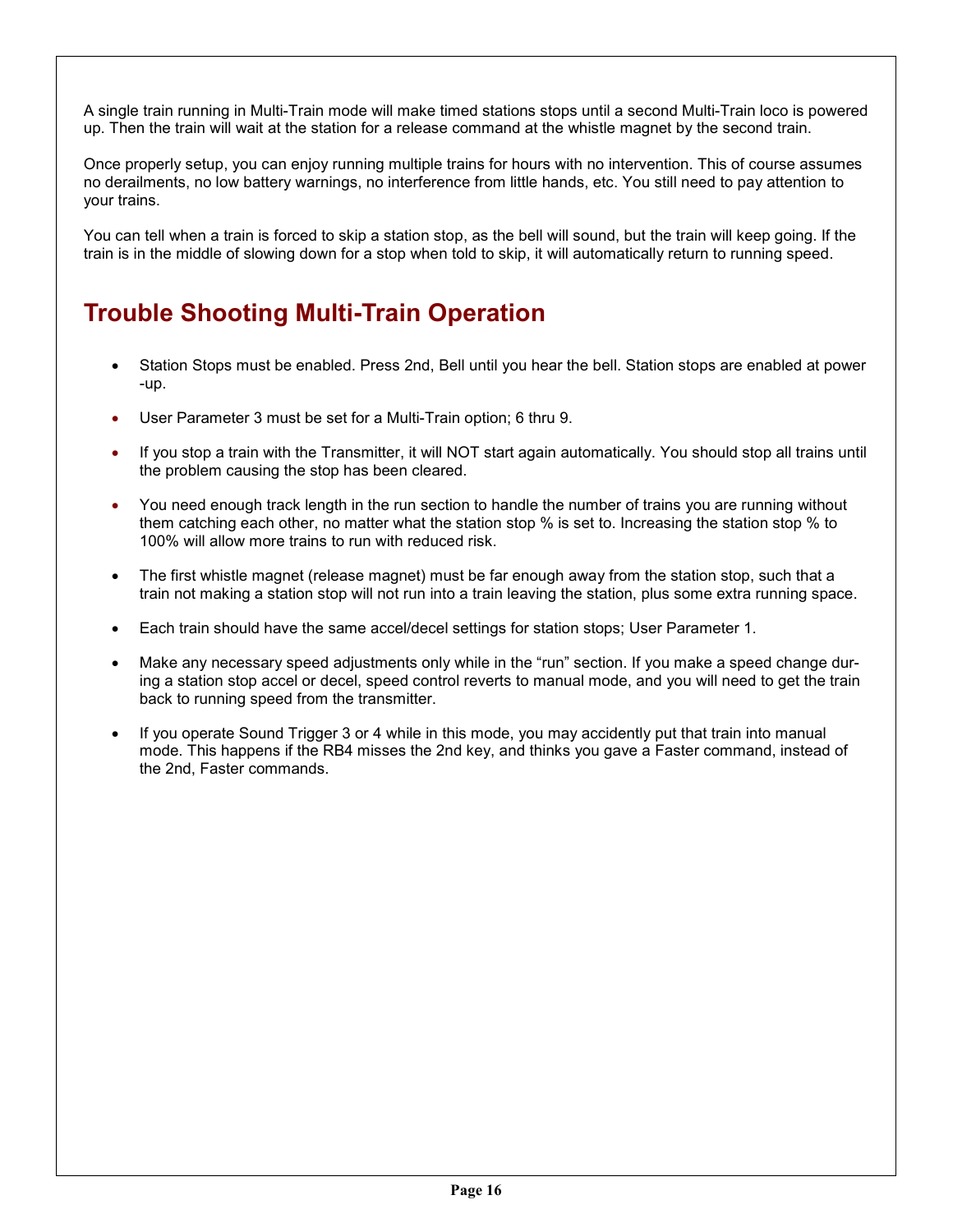A single train running in Multi-Train mode will make timed stations stops until a second Multi-Train loco is powered up. Then the train will wait at the station for a release command at the whistle magnet by the second train.

Once properly setup, you can enjoy running multiple trains for hours with no intervention. This of course assumes no derailments, no low battery warnings, no interference from little hands, etc. You still need to pay attention to your trains.

You can tell when a train is forced to skip a station stop, as the bell will sound, but the train will keep going. If the train is in the middle of slowing down for a stop when told to skip, it will automatically return to running speed.

## Trouble Shooting Multi-Train Operation

- Station Stops must be enabled. Press 2nd, Bell until you hear the bell. Station stops are enabled at power-up.
- User Parameter 3 must be set for a Multi-Train option; 6 thru 9.
- If you stop a train with the Transmitter, it will NOT start again automatically. You should stop all trains until the problem causing the stop has been cleared.
- You need enough track length in the run section to handle the number of trains you are running without them catching each other, no matter what the station stop % is set to. Increasing the station stop % to 100% will allow more trains to run with reduced risk.
- The first whistle magnet (release magnet) must be far enough away from the station stop, such that a train not making a station stop will not run into a train leaving the station, plus some extra running space.
- Each train should have the same accel/decel settings for station stops; User Parameter 1.
- Make any necessary speed adjustments only while in the "run" section. If you make a speed change during a station stop accel or decel, speed control reverts to manual mode, and you will need to get the train back to running speed from the transmitter.
- If you operate Sound Trigger 3 or 4 while in this mode, you may accidently put that train into manual mode. This happens if the RB4 misses the 2nd key, and thinks you gave a Faster command, instead of the 2nd, Faster commands.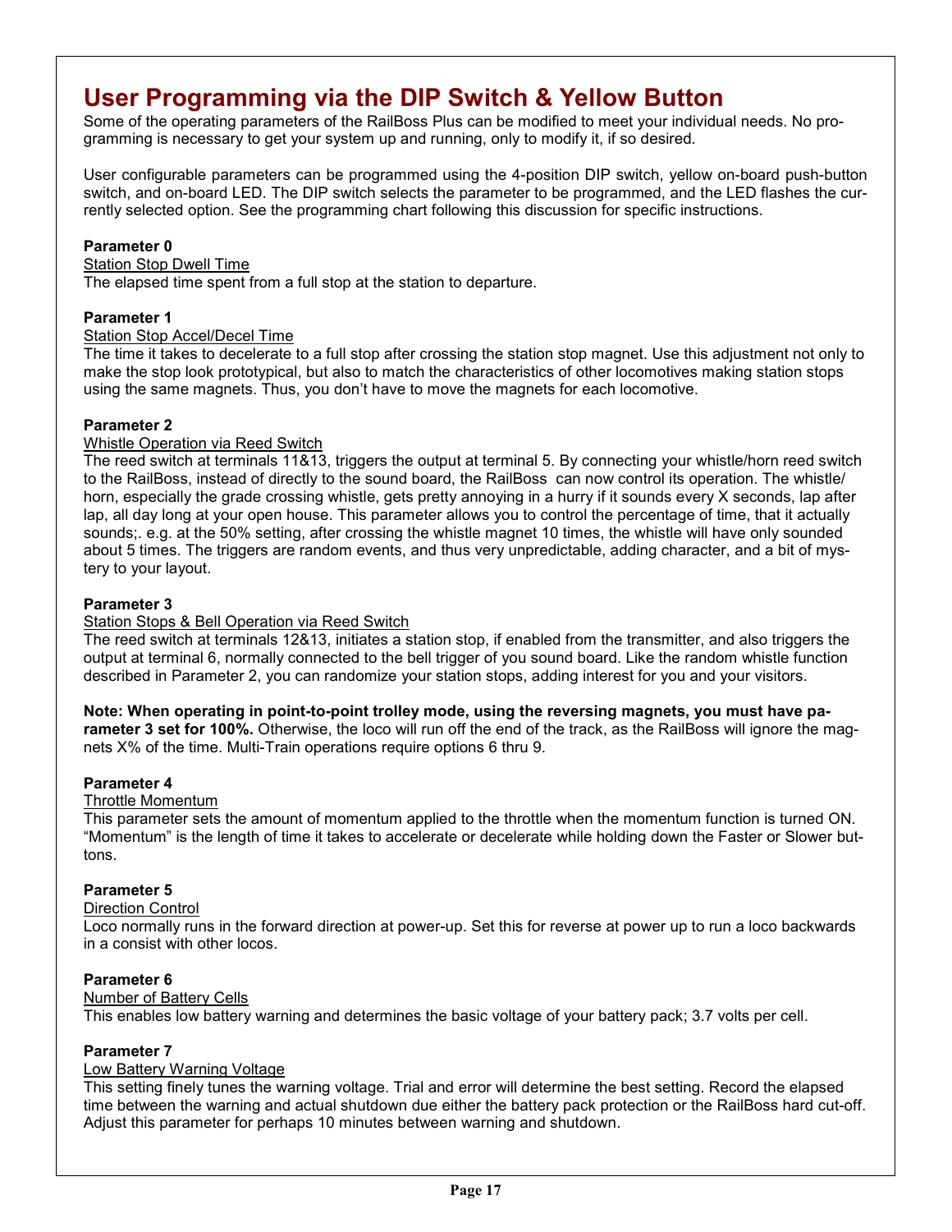# User Programming via the DIP Switch & Yellow Button

Some of the operating parameters of the RailBoss Plus can be modified to meet your individual needs. No programming is necessary to get your system up and running, only to modify it, if so desired.

User configurable parameters can be programmed using the 4-position DIP switch, yellow on-board push-button switch, and on-board LED. The DIP switch selects the parameter to be programmed, and the LED flashes the currently selected option. See the programming chart following this discussion for specific instructions.

**Parameter 0**

<u>Station Stop Dwell Time</u>

The elapsed time spent from a full stop at the station to departure.

**Parameter 1**

<u>Station Stop Accel/Decel Time</u>

The time it takes to decelerate to a full stop after crossing the station stop magnet. Use this adjustment not only to make the stop look prototypical, but also to match the characteristics of other locomotives making station stops using the same magnets. Thus, you don't have to move the magnets for each locomotive.

**Parameter 2**

<u>Whistle Operation via Reed Switch</u>

The reed switch at terminals 11&13, triggers the output at terminal 5. By connecting your whistle/horn reed switch to the RailBoss, instead of directly to the sound board, the RailBoss can now control its operation. The whistle/horn, especially the grade crossing whistle, gets pretty annoying in a hurry if it sounds every X seconds, lap after lap, all day long at your open house. This parameter allows you to control the percentage of time, that it actually sounds;. e.g. at the 50% setting, after crossing the whistle magnet 10 times, the whistle will have only sounded about 5 times. The triggers are random events, and thus very unpredictable, adding character, and a bit of mystery to your layout.

**Parameter 3**

<u>Station Stops & Bell Operation via Reed Switch</u>

The reed switch at terminals 12&13, initiates a station stop, if enabled from the transmitter, and also triggers the output at terminal 6, normally connected to the bell trigger of you sound board. Like the random whistle function described in Parameter 2, you can randomize your station stops, adding interest for you and your visitors.

**Note: When operating in point-to-point trolley mode, using the reversing magnets, you must have parameter 3 set for 100%.** Otherwise, the loco will run off the end of the track, as the RailBoss will ignore the magnets X% of the time. Multi-Train operations require options 6 thru 9.

**Parameter 4**

<u>Throttle Momentum</u>

This parameter sets the amount of momentum applied to the throttle when the momentum function is turned ON. "Momentum" is the length of time it takes to accelerate or decelerate while holding down the Faster or Slower buttons.

**Parameter 5**

<u>Direction Control</u>

Loco normally runs in the forward direction at power-up. Set this for reverse at power up to run a loco backwards in a consist with other locos.

**Parameter 6**

<u>Number of Battery Cells</u>

This enables low battery warning and determines the basic voltage of your battery pack; 3.7 volts per cell.

**Parameter 7**

<u>Low Battery Warning Voltage</u>

This setting finely tunes the warning voltage. Trial and error will determine the best setting. Record the elapsed time between the warning and actual shutdown due either the battery pack protection or the RailBoss hard cut-off. Adjust this parameter for perhaps 10 minutes between warning and shutdown.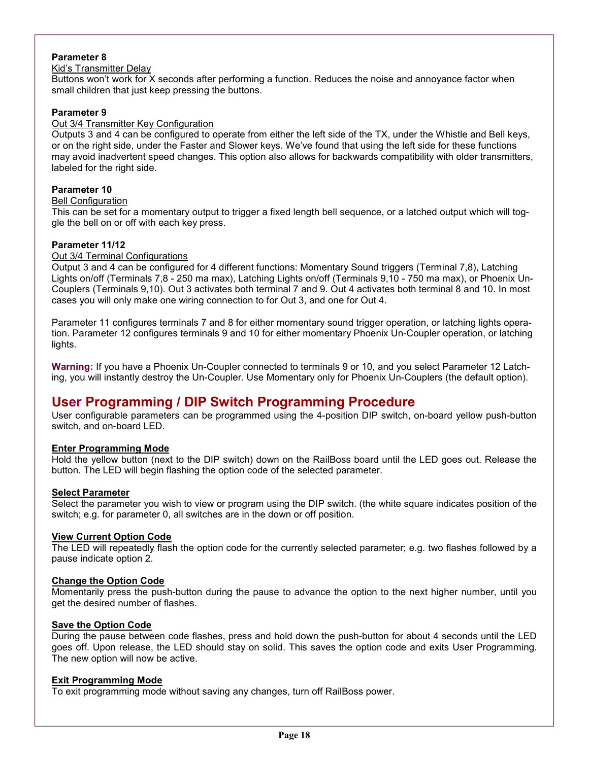**Parameter 8**

Kid's Transmitter Delay

Buttons won't work for X seconds after performing a function. Reduces the noise and annoyance factor when small children that just keep pressing the buttons.

**Parameter 9**

Out 3/4 Transmitter Key Configuration

Outputs 3 and 4 can be configured to operate from either the left side of the TX, under the Whistle and Bell keys, or on the right side, under the Faster and Slower keys. We've found that using the left side for these functions may avoid inadvertent speed changes. This option also allows for backwards compatibility with older transmitters, labeled for the right side.

**Parameter 10**

Bell Configuration

This can be set for a momentary output to trigger a fixed length bell sequence, or a latched output which will toggle the bell on or off with each key press.

**Parameter 11/12**

Out 3/4 Terminal Configurations

Output 3 and 4 can be configured for 4 different functions: Momentary Sound triggers (Terminal 7,8), Latching Lights on/off (Terminals 7,8 - 250 ma max), Latching Lights on/off (Terminals 9,10 - 750 ma max), or Phoenix Un-Couplers (Terminals 9,10). Out 3 activates both terminal 7 and 9. Out 4 activates both terminal 8 and 10. In most cases you will only make one wiring connection to for Out 3, and one for Out 4.

Parameter 11 configures terminals 7 and 8 for either momentary sound trigger operation, or latching lights operation. Parameter 12 configures terminals 9 and 10 for either momentary Phoenix Un-Coupler operation, or latching lights.

**Warning:** If you have a Phoenix Un-Coupler connected to terminals 9 or 10, and you select Parameter 12 Latching, you will instantly destroy the Un-Coupler. Use Momentary only for Phoenix Un-Couplers (the default option).

## User Programming / DIP Switch Programming Procedure

User configurable parameters can be programmed using the 4-position DIP switch, on-board yellow push-button switch, and on-board LED.

**Enter Programming Mode**

Hold the yellow button (next to the DIP switch) down on the RailBoss board until the LED goes out. Release the button. The LED will begin flashing the option code of the selected parameter.

**Select Parameter**

Select the parameter you wish to view or program using the DIP switch. (the white square indicates position of the switch; e.g. for parameter 0, all switches are in the down or off position.

**View Current Option Code**

The LED will repeatedly flash the option code for the currently selected parameter; e.g. two flashes followed by a pause indicate option 2.

**Change the Option Code**

Momentarily press the push-button during the pause to advance the option to the next higher number, until you get the desired number of flashes.

**Save the Option Code**

During the pause between code flashes, press and hold down the push-button for about 4 seconds until the LED goes off. Upon release, the LED should stay on solid. This saves the option code and exits User Programming. The new option will now be active.

**Exit Programming Mode**

To exit programming mode without saving any changes, turn off RailBoss power.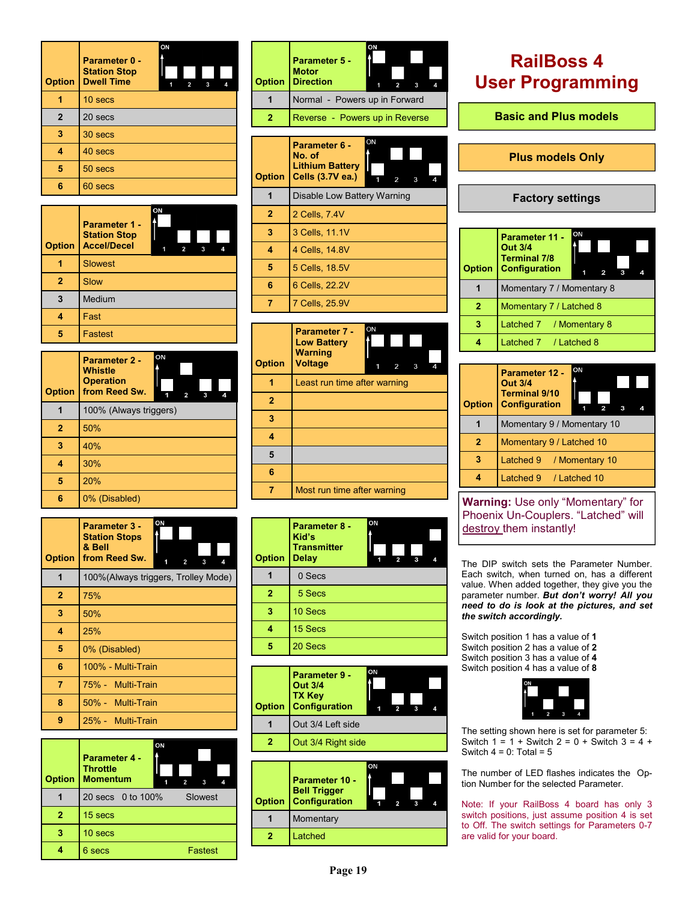# RailBoss 4 User Programming

**Basic and Plus models**

**Plus models Only**

**Factory settings**

| Option | Parameter 0 - Station Stop Dwell Time |
|---|---|
| 1 | 10 secs |
| 2 | 20 secs |
| 3 | 30 secs |
| 4 | 40 secs |
| 5 | 50 secs |
| 6 | 60 secs |

| Option | Parameter 1 - Station Stop Accel/Decel |
|---|---|
| 1 | Slowest |
| 2 | Slow |
| 3 | Medium |
| 4 | Fast |
| 5 | Fastest |

| Option | Parameter 2 - Whistle Operation from Reed Sw. |
|---|---|
| 1 | 100% (Always triggers) |
| 2 | 50% |
| 3 | 40% |
| 4 | 30% |
| 5 | 20% |
| 6 | 0% (Disabled) |

| Option | Parameter 3 - Station Stops & Bell from Reed Sw. |
|---|---|
| 1 | 100%(Always triggers, Trolley Mode) |
| 2 | 75% |
| 3 | 50% |
| 4 | 25% |
| 5 | 0% (Disabled) |
| 6 | 100% - Multi-Train |
| 7 | 75% - Multi-Train |
| 8 | 50% - Multi-Train |
| 9 | 25% - Multi-Train |

| Option | Parameter 4 - Throttle Momentum |
|---|---|
| 1 | 20 secs 0 to 100% Slowest |
| 2 | 15 secs |
| 3 | 10 secs |
| 4 | 6 secs Fastest |

| Option | Parameter 5 - Motor Direction |
|---|---|
| 1 | Normal - Powers up in Forward |
| 2 | Reverse - Powers up in Reverse |

| Option | Parameter 6 - No. of Lithium Battery Cells (3.7V ea.) |
|---|---|
| 1 | Disable Low Battery Warning |
| 2 | 2 Cells, 7.4V |
| 3 | 3 Cells, 11.1V |
| 4 | 4 Cells, 14.8V |
| 5 | 5 Cells, 18.5V |
| 6 | 6 Cells, 22.2V |
| 7 | 7 Cells, 25.9V |

| Option | Parameter 7 - Low Battery Warning Voltage |
|---|---|
| 1 | Least run time after warning |
| 2 | |
| 3 | |
| 4 | |
| 5 | |
| 6 | |
| 7 | Most run time after warning |

| Option | Parameter 8 - Kid's Transmitter Delay |
|---|---|
| 1 | 0 Secs |
| 2 | 5 Secs |
| 3 | 10 Secs |
| 4 | 15 Secs |
| 5 | 20 Secs |

| Option | Parameter 9 - Out 3/4 TX Key Configuration |
|---|---|
| 1 | Out 3/4 Left side |
| 2 | Out 3/4 Right side |

| Option | Parameter 10 - Bell Trigger Configuration |
|---|---|
| 1 | Momentary |
| 2 | Latched |

| Option | Parameter 11 - Out 3/4 Terminal 7/8 Configuration |
|---|---|
| 1 | Momentary 7 / Momentary 8 |
| 2 | Momentary 7 / Latched 8 |
| 3 | Latched 7 / Momentary 8 |
| 4 | Latched 7 / Latched 8 |

| Option | Parameter 12 - Out 3/4 Terminal 9/10 Configuration |
|---|---|
| 1 | Momentary 9 / Momentary 10 |
| 2 | Momentary 9 / Latched 10 |
| 3 | Latched 9 / Momentary 10 |
| 4 | Latched 9 / Latched 10 |

**Warning:** Use only "Momentary" for Phoenix Un-Couplers. "Latched" will destroy them instantly!

The DIP switch sets the Parameter Number. Each switch, when turned on, has a different value. When added together, they give you the parameter number. ***But don't worry! All you need to do is look at the pictures, and set the switch accordingly.***

Switch position 1 has a value of **1**
Switch position 2 has a value of **2**
Switch position 3 has a value of **4**
Switch position 4 has a value of **8**

The setting shown here is set for parameter 5:
Switch 1 = 1 + Switch 2 = 0 + Switch 3 = 4 + Switch 4 = 0: Total = 5

The number of LED flashes indicates the Option Number for the selected Parameter.

Note: If your RailBoss 4 board has only 3 switch positions, just assume position 4 is set to Off. The switch settings for Parameters 0-7 are valid for your board.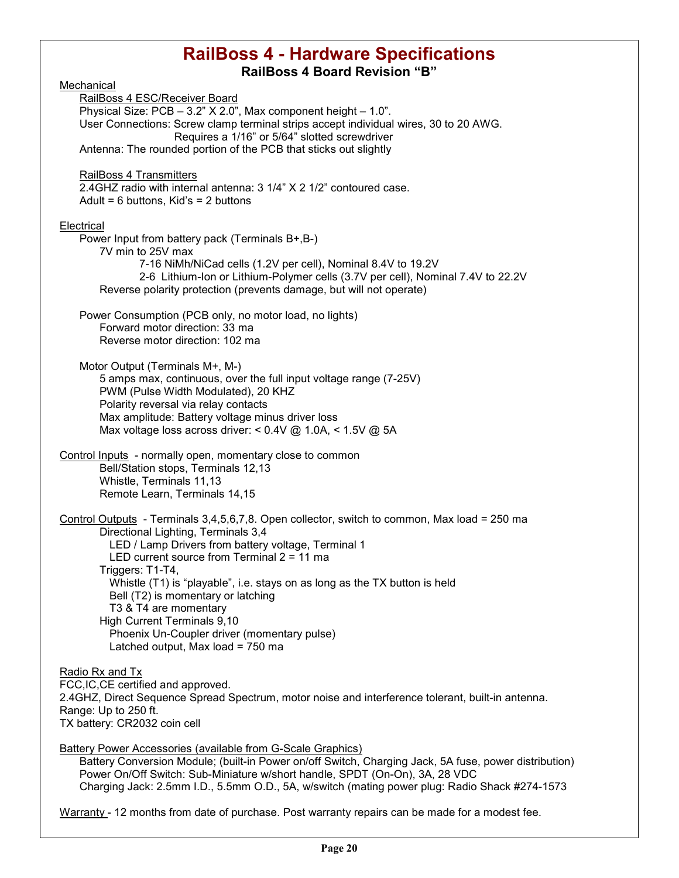# RailBoss 4 - Hardware Specifications

## RailBoss 4 Board Revision "B"

Mechanical

RailBoss 4 ESC/Receiver Board

Physical Size: PCB – 3.2" X 2.0", Max component height – 1.0".

User Connections: Screw clamp terminal strips accept individual wires, 30 to 20 AWG.
Requires a 1/16" or 5/64" slotted screwdriver

Antenna: The rounded portion of the PCB that sticks out slightly

RailBoss 4 Transmitters

2.4GHZ radio with internal antenna: 3 1/4" X 2 1/2" contoured case.

Adult = 6 buttons, Kid's = 2 buttons

Electrical

Power Input from battery pack (Terminals B+,B-)

- 7V min to 25V max
  - 7-16 NiMh/NiCad cells (1.2V per cell), Nominal 8.4V to 19.2V
  - 2-6 Lithium-Ion or Lithium-Polymer cells (3.7V per cell), Nominal 7.4V to 22.2V
- Reverse polarity protection (prevents damage, but will not operate)

Power Consumption (PCB only, no motor load, no lights)

- Forward motor direction: 33 ma
- Reverse motor direction: 102 ma

Motor Output (Terminals M+, M-)

- 5 amps max, continuous, over the full input voltage range (7-25V)
- PWM (Pulse Width Modulated), 20 KHZ
- Polarity reversal via relay contacts
- Max amplitude: Battery voltage minus driver loss
- Max voltage loss across driver: < 0.4V @ 1.0A, < 1.5V @ 5A

Control Inputs - normally open, momentary close to common

- Bell/Station stops, Terminals 12,13
- Whistle, Terminals 11,13
- Remote Learn, Terminals 14,15

Control Outputs - Terminals 3,4,5,6,7,8. Open collector, switch to common, Max load = 250 ma

- Directional Lighting, Terminals 3,4
  - LED / Lamp Drivers from battery voltage, Terminal 1
  - LED current source from Terminal 2 = 11 ma
- Triggers: T1-T4,
  - Whistle (T1) is "playable", i.e. stays on as long as the TX button is held
  - Bell (T2) is momentary or latching
  - T3 & T4 are momentary
- High Current Terminals 9,10
  - Phoenix Un-Coupler driver (momentary pulse)
  - Latched output, Max load = 750 ma

Radio Rx and Tx

FCC,IC,CE certified and approved.

2.4GHZ, Direct Sequence Spread Spectrum, motor noise and interference tolerant, built-in antenna.

Range: Up to 250 ft.

TX battery: CR2032 coin cell

Battery Power Accessories (available from G-Scale Graphics)

Battery Conversion Module; (built-in Power on/off Switch, Charging Jack, 5A fuse, power distribution)

Power On/Off Switch: Sub-Miniature w/short handle, SPDT (On-On), 3A, 28 VDC

Charging Jack: 2.5mm I.D., 5.5mm O.D., 5A, w/switch (mating power plug: Radio Shack #274-1573

Warranty - 12 months from date of purchase. Post warranty repairs can be made for a modest fee.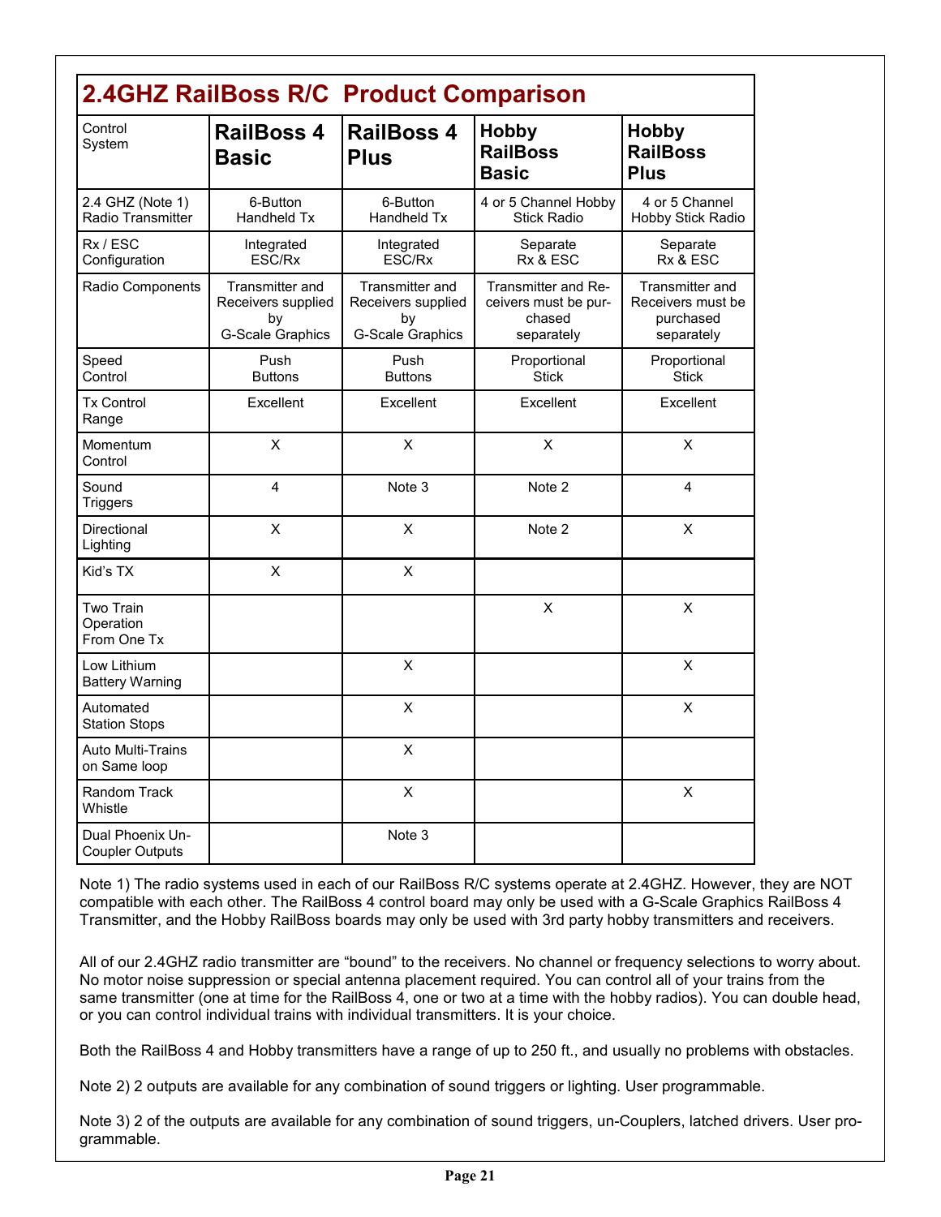## 2.4GHZ RailBoss R/C Product Comparison

| Control System | RailBoss 4 Basic | RailBoss 4 Plus | Hobby RailBoss Basic | Hobby RailBoss Plus |
|---|---|---|---|---|
| 2.4 GHZ (Note 1) Radio Transmitter | 6-Button Handheld Tx | 6-Button Handheld Tx | 4 or 5 Channel Hobby Stick Radio | 4 or 5 Channel Hobby Stick Radio |
| Rx / ESC Configuration | Integrated ESC/Rx | Integrated ESC/Rx | Separate Rx & ESC | Separate Rx & ESC |
| Radio Components | Transmitter and Receivers supplied by G-Scale Graphics | Transmitter and Receivers supplied by G-Scale Graphics | Transmitter and Receivers must be purchased separately | Transmitter and Receivers must be purchased separately |
| Speed Control | Push Buttons | Push Buttons | Proportional Stick | Proportional Stick |
| Tx Control Range | Excellent | Excellent | Excellent | Excellent |
| Momentum Control | X | X | X | X |
| Sound Triggers | 4 | Note 3 | Note 2 | 4 |
| Directional Lighting | X | X | Note 2 | X |
| Kid's TX | X | X | | |
| Two Train Operation From One Tx | | | X | X |
| Low Lithium Battery Warning | | X | | X |
| Automated Station Stops | | X | | X |
| Auto Multi-Trains on Same loop | | X | | |
| Random Track Whistle | | X | | X |
| Dual Phoenix Un-Coupler Outputs | | Note 3 | | |

Note 1) The radio systems used in each of our RailBoss R/C systems operate at 2.4GHZ. However, they are NOT compatible with each other. The RailBoss 4 control board may only be used with a G-Scale Graphics RailBoss 4 Transmitter, and the Hobby RailBoss boards may only be used with 3rd party hobby transmitters and receivers.

All of our 2.4GHZ radio transmitter are "bound" to the receivers. No channel or frequency selections to worry about. No motor noise suppression or special antenna placement required. You can control all of your trains from the same transmitter (one at time for the RailBoss 4, one or two at a time with the hobby radios). You can double head, or you can control individual trains with individual transmitters. It is your choice.

Both the RailBoss 4 and Hobby transmitters have a range of up to 250 ft., and usually no problems with obstacles.

Note 2) 2 outputs are available for any combination of sound triggers or lighting. User programmable.

Note 3) 2 of the outputs are available for any combination of sound triggers, un-Couplers, latched drivers. User programmable.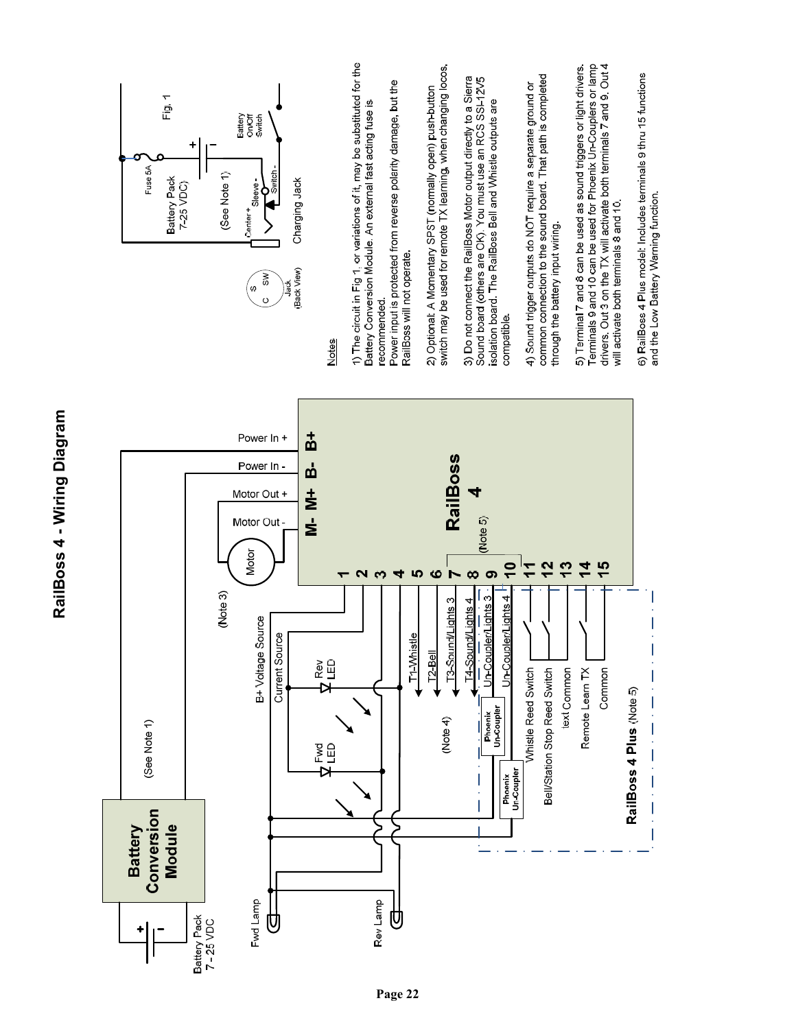# RailBoss 4 - Wiring Diagram

Battery Pack
7 – 25 VDC

Battery Conversion Module

(See Note 1)

Power In +
Power In -
Motor Out +
Motor Out -
Motor

B+ B- M+ M-

RailBoss 4

(Note 3)

B+ Voltage Source
Current Source

Fwd Lamp
Rev Lamp
Fwd LED
Rev LED

T1-Whistle
T2-Bell
T3-Sound/Lights 3
T4-Sound/Lights 4
Un-Coupler/Lights 3
Un-Coupler/Lights 4

(Note 4)

Phoenix Un-Coupler
Phoenix Un-Coupler

(Note 5)

1 2 3 4 5 6 7 8 9 10 11 12 13 14 15

Whistle Reed Switch
Bell/Station Stop Reed Switch
text Common
Remote Learn TX
Common

RailBoss 4 Plus (Note 5)

Jack (Back View)
C S SW

Battery Pack 7-25 VDC)
Fuse 5A
(See Note 1)
Center +
Sleeve -
Switch -
Battery On/Off Switch
Charging Jack

Fig. 1

## Notes

1) The circuit in Fig 1, or variations of it, may be substituted for the Battery Conversion Module. An external fast acting fuse is recommended.
Power input is protected from reverse polarity damage, but the RailBoss will not operate.

2) Optional: A Momentary SPST (normally open) push-button switch may be used for remote TX learning, when changing locos.

3) Do not connect the RailBoss Motor output directly to a Sierra Sound board (others are OK). You must use an RCS SSI-12V5 isolation board. The RailBoss Bell and Whistle outputs are compatible.

4) Sound trigger outputs do NOT require a separate ground or common connection to the sound board. That path is completed through the battery input wiring.

5) Terminal 7 and 8 can be used as sound triggers or light drivers. Terminals 9 and 10 can be used for Phoenix Un-Couplers or lamp drivers. Out 3 on the TX will activate both terminals 7 and 9. Out 4 will activate both terminals 8 and 10.

6) RailBoss 4 Plus model: Includes terminals 9 thru 15 functions and the Low Battery Warning function.